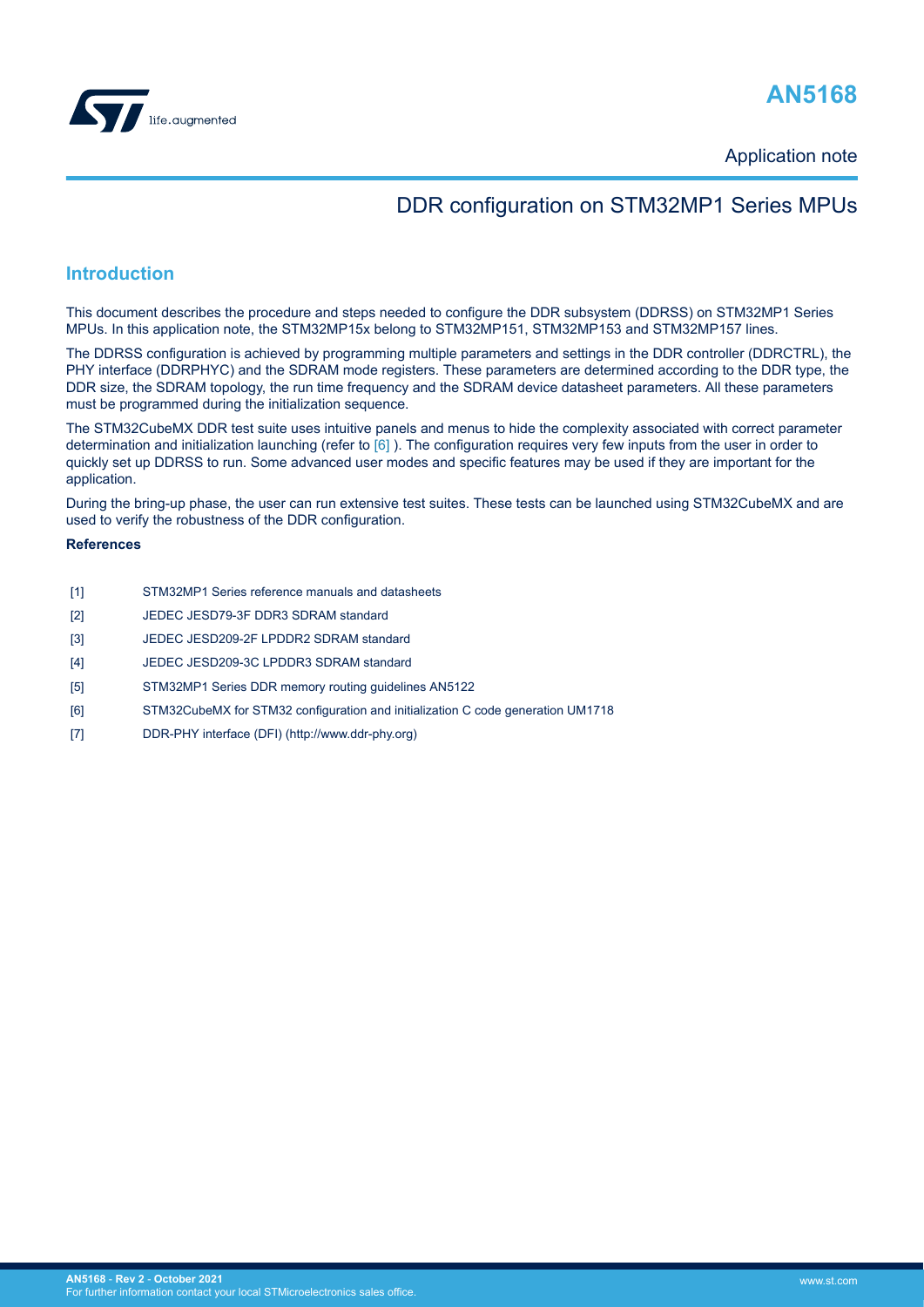# AN5168

Application note

## DDR configuration on STM32MP1 Series MPUs

## Introduction

This document describes the procedure and steps needed to configure the DDR subsystem (DDRSS) on STM32MP1 Series MPUs. In this application note, the STM32MP15x belong to STM32MP151, STM32MP153 and STM32MP157 lines.

The DDRSS configuration is achieved by programming multiple parameters and settings in the DDR controller (DDRCTRL), the PHY interface (DDRPHYC) and the SDRAM mode registers. These parameters are determined according to the DDR type, the DDR size, the SDRAM topology, the run time frequency and the SDRAM device datasheet parameters. All these parameters must be programmed during the initialization sequence.

The STM32CubeMX DDR test suite uses intuitive panels and menus to hide the complexity associated with correct parameter determination and initialization launching (refer to [6] ). The configuration requires very few inputs from the user in order to quickly set up DDRSS to run. Some advanced user modes and specific features may be used if they are important for the application.

During the bring-up phase, the user can run extensive test suites. These tests can be launched using STM32CubeMX and are used to verify the robustness of the DDR configuration.

**References**

| | |
|---|---|
| [1] | STM32MP1 Series reference manuals and datasheets |
| [2] | JEDEC JESD79-3F DDR3 SDRAM standard |
| [3] | JEDEC JESD209-2F LPDDR2 SDRAM standard |
| [4] | JEDEC JESD209-3C LPDDR3 SDRAM standard |
| [5] | STM32MP1 Series DDR memory routing guidelines AN5122 |
| [6] | STM32CubeMX for STM32 configuration and initialization C code generation UM1718 |
| [7] | DDR-PHY interface (DFI) (http://www.ddr-phy.org) |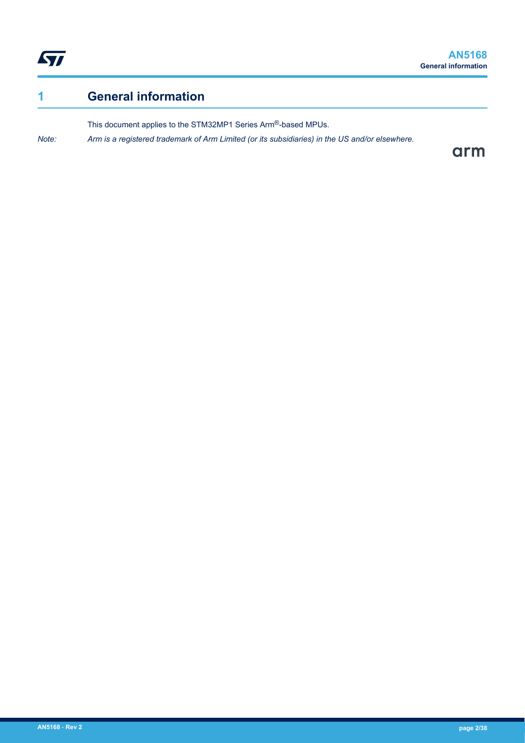# 1 General information

This document applies to the STM32MP1 Series Arm®-based MPUs.

*Note: Arm is a registered trademark of Arm Limited (or its subsidiaries) in the US and/or elsewhere.*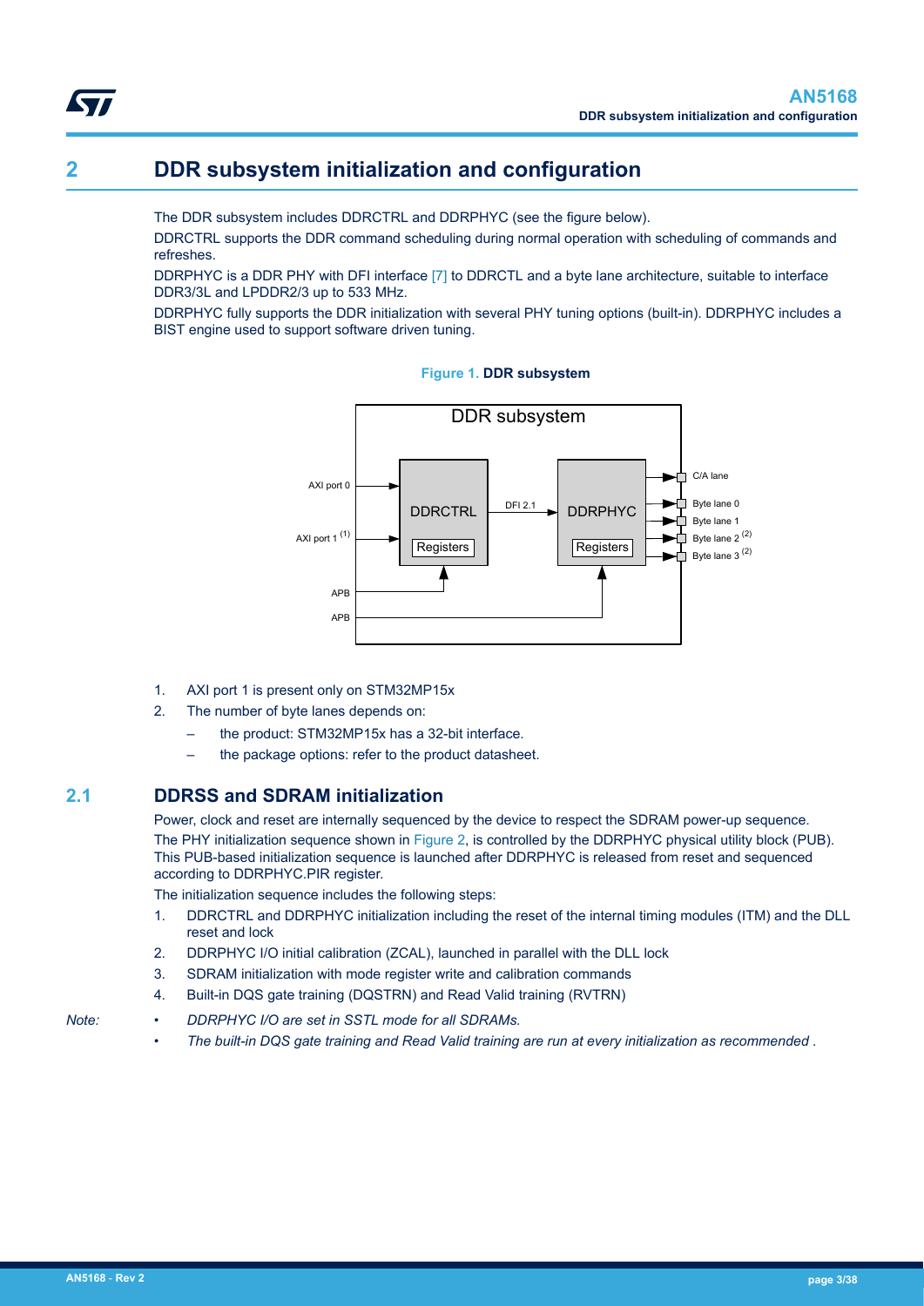# 2 DDR subsystem initialization and configuration

The DDR subsystem includes DDRCTRL and DDRPHYC (see the figure below).

DDRCTRL supports the DDR command scheduling during normal operation with scheduling of commands and refreshes.

DDRPHYC is a DDR PHY with DFI interface [7] to DDRCTL and a byte lane architecture, suitable to interface DDR3/3L and LPDDR2/3 up to 533 MHz.

DDRPHYC fully supports the DDR initialization with several PHY tuning options (built-in). DDRPHYC includes a BIST engine used to support software driven tuning.

**Figure 1. DDR subsystem**

1. AXI port 1 is present only on STM32MP15x
2. The number of byte lanes depends on:
   – the product: STM32MP15x has a 32-bit interface.
   – the package options: refer to the product datasheet.

## 2.1 DDRSS and SDRAM initialization

Power, clock and reset are internally sequenced by the device to respect the SDRAM power-up sequence.

The PHY initialization sequence shown in Figure 2, is controlled by the DDRPHYC physical utility block (PUB). This PUB-based initialization sequence is launched after DDRPHYC is released from reset and sequenced according to DDRPHYC.PIR register.

The initialization sequence includes the following steps:

1. DDRCTRL and DDRPHYC initialization including the reset of the internal timing modules (ITM) and the DLL reset and lock
2. DDRPHYC I/O initial calibration (ZCAL), launched in parallel with the DLL lock
3. SDRAM initialization with mode register write and calibration commands
4. Built-in DQS gate training (DQSTRN) and Read Valid training (RVTRN)

*Note:*
- *DDRPHYC I/O are set in SSTL mode for all SDRAMs.*
- *The built-in DQS gate training and Read Valid training are run at every initialization as recommended .*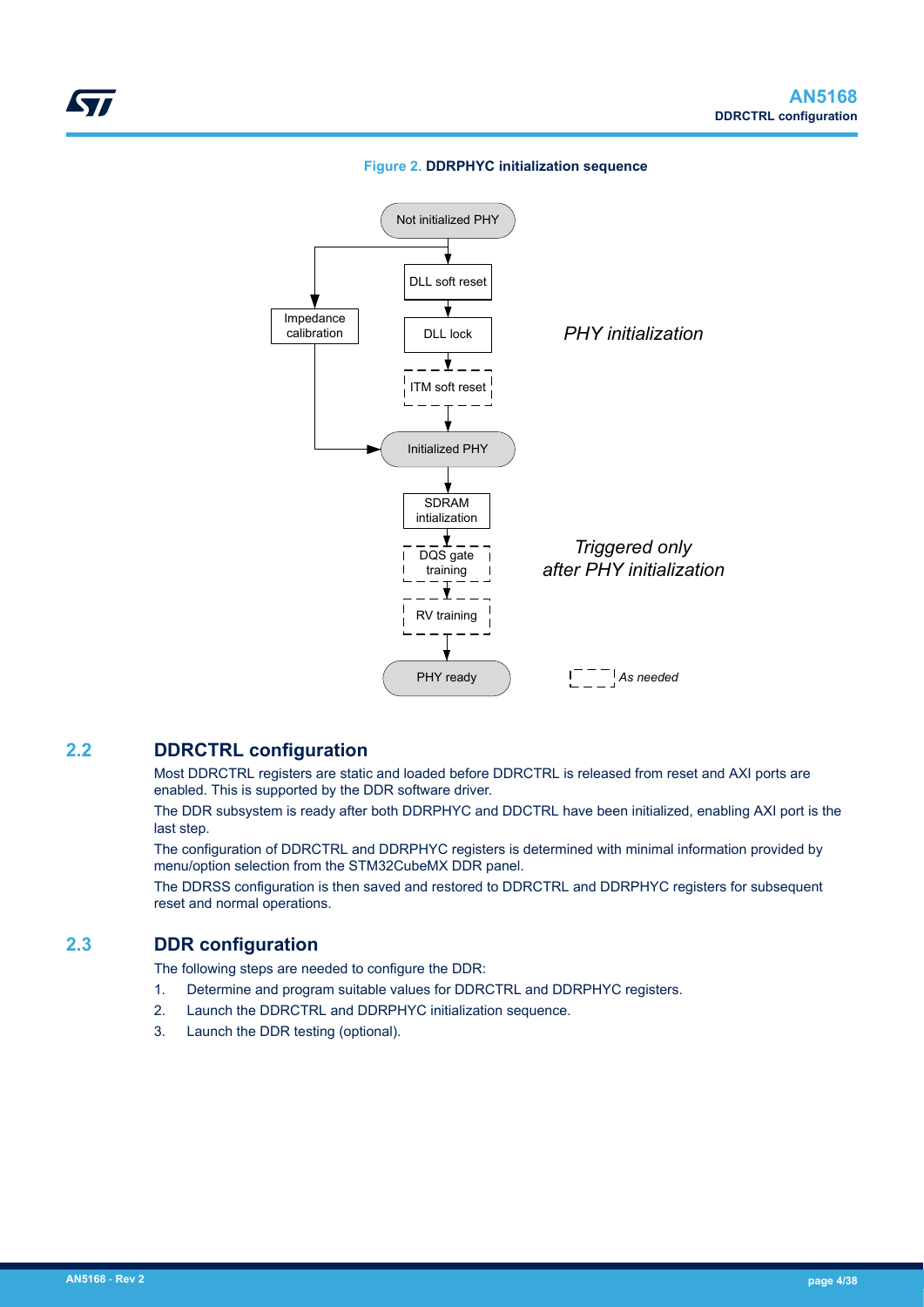**Figure 2.** **DDRPHYC initialization sequence**

Not initialized PHY

DLL soft reset

Impedance calibration

DLL lock

*PHY initialization*

ITM soft reset

Initialized PHY

SDRAM intialization

DQS gate training

*Triggered only after PHY initialization*

RV training

PHY ready

*As needed*

## 2.2 DDRCTRL configuration

Most DDRCTRL registers are static and loaded before DDRCTRL is released from reset and AXI ports are enabled. This is supported by the DDR software driver.

The DDR subsystem is ready after both DDRPHYC and DDCTRL have been initialized, enabling AXI port is the last step.

The configuration of DDRCTRL and DDRPHYC registers is determined with minimal information provided by menu/option selection from the STM32CubeMX DDR panel.

The DDRSS configuration is then saved and restored to DDRCTRL and DDRPHYC registers for subsequent reset and normal operations.

## 2.3 DDR configuration

The following steps are needed to configure the DDR:

1. Determine and program suitable values for DDRCTRL and DDRPHYC registers.
2. Launch the DDRCTRL and DDRPHYC initialization sequence.
3. Launch the DDR testing (optional).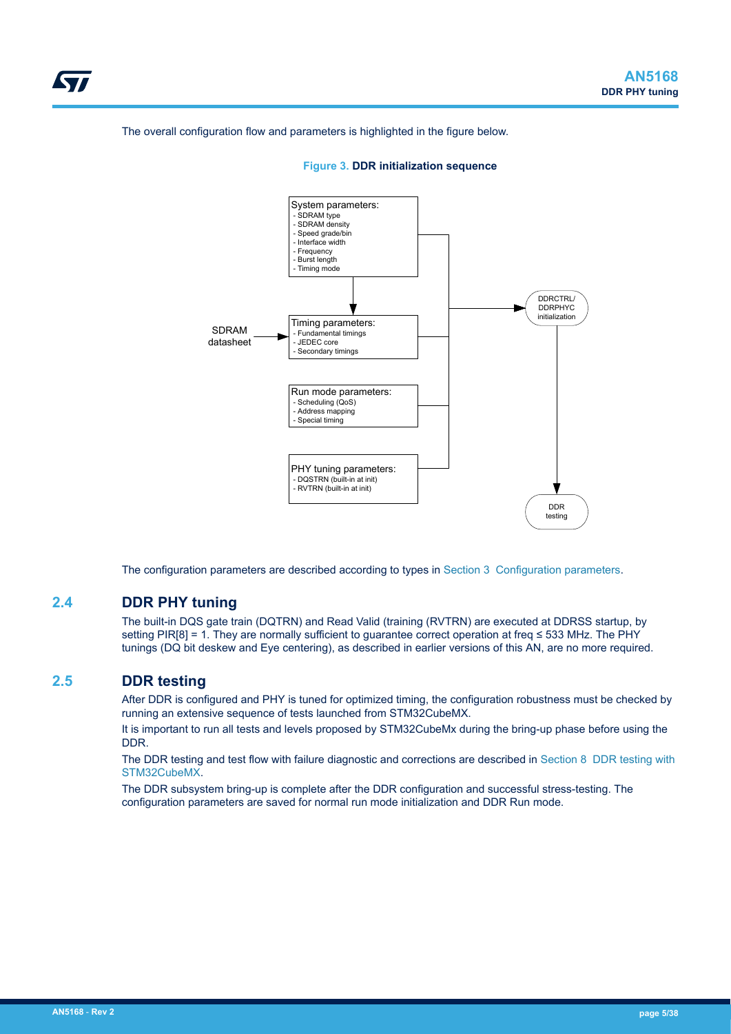The overall configuration flow and parameters is highlighted in the figure below.

**Figure 3. DDR initialization sequence**

System parameters:
- SDRAM type
- SDRAM density
- Speed grade/bin
- Interface width
- Frequency
- Burst length
- Timing mode

SDRAM datasheet

Timing parameters:
- Fundamental timings
- JEDEC core
- Secondary timings

Run mode parameters:
- Scheduling (QoS)
- Address mapping
- Special timing

PHY tuning parameters:
- DQSTRN (built-in at init)
- RVTRN (built-in at init)

DDRCTRL/ DDRPHYC initialization

DDR testing

The configuration parameters are described according to types in Section 3 Configuration parameters.

## 2.4 DDR PHY tuning

The built-in DQS gate train (DQTRN) and Read Valid (training (RVTRN) are executed at DDRSS startup, by setting PIR[8] = 1. They are normally sufficient to guarantee correct operation at freq ≤ 533 MHz. The PHY tunings (DQ bit deskew and Eye centering), as described in earlier versions of this AN, are no more required.

## 2.5 DDR testing

After DDR is configured and PHY is tuned for optimized timing, the configuration robustness must be checked by running an extensive sequence of tests launched from STM32CubeMX.

It is important to run all tests and levels proposed by STM32CubeMx during the bring-up phase before using the DDR.

The DDR testing and test flow with failure diagnostic and corrections are described in Section 8 DDR testing with STM32CubeMX.

The DDR subsystem bring-up is complete after the DDR configuration and successful stress-testing. The configuration parameters are saved for normal run mode initialization and DDR Run mode.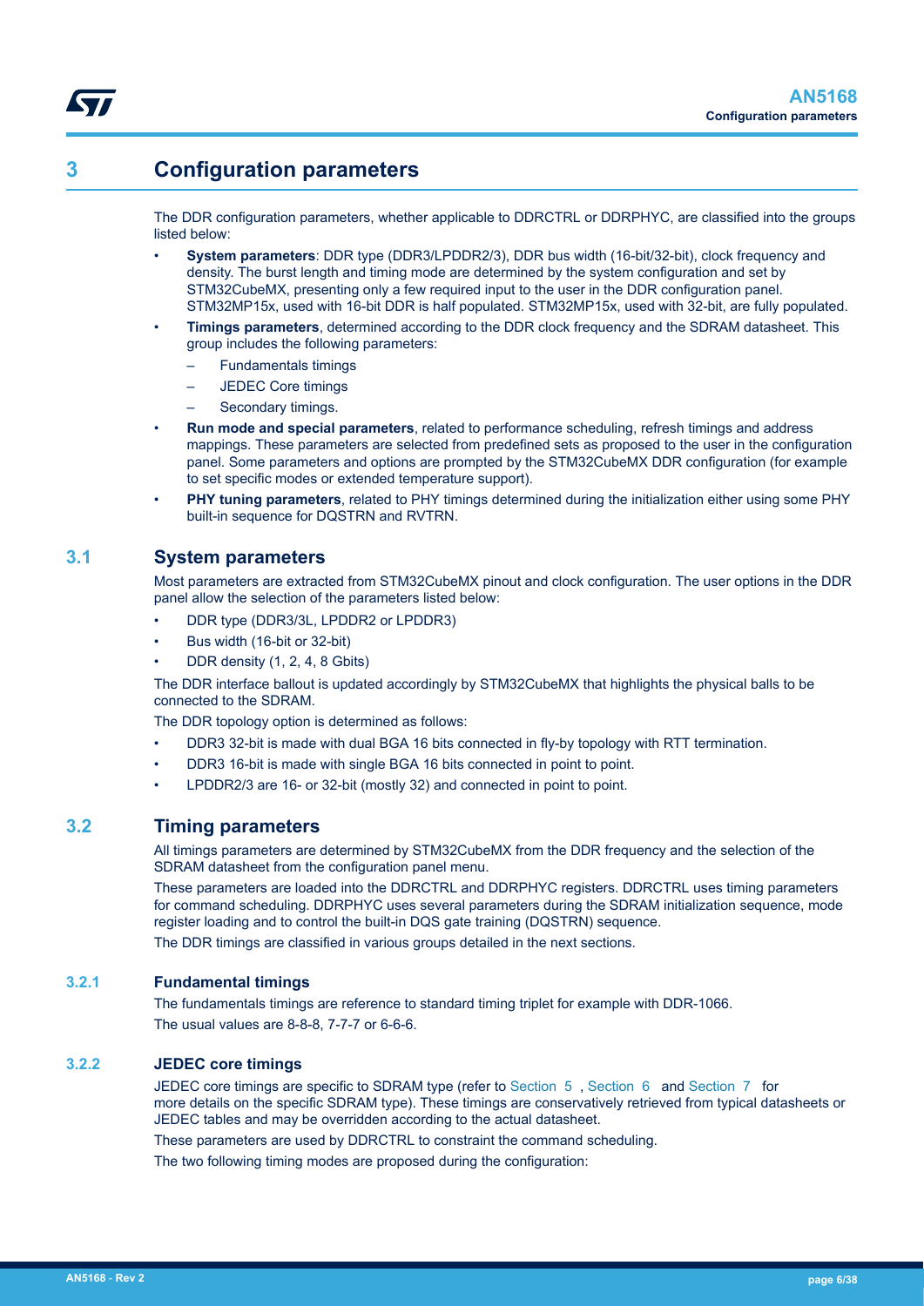# 3 Configuration parameters

The DDR configuration parameters, whether applicable to DDRCTRL or DDRPHYC, are classified into the groups listed below:

- **System parameters**: DDR type (DDR3/LPDDR2/3), DDR bus width (16-bit/32-bit), clock frequency and density. The burst length and timing mode are determined by the system configuration and set by STM32CubeMX, presenting only a few required input to the user in the DDR configuration panel. STM32MP15x, used with 16-bit DDR is half populated. STM32MP15x, used with 32-bit, are fully populated.
- **Timings parameters**, determined according to the DDR clock frequency and the SDRAM datasheet. This group includes the following parameters:
  - Fundamentals timings
  - JEDEC Core timings
  - Secondary timings.
- **Run mode and special parameters**, related to performance scheduling, refresh timings and address mappings. These parameters are selected from predefined sets as proposed to the user in the configuration panel. Some parameters and options are prompted by the STM32CubeMX DDR configuration (for example to set specific modes or extended temperature support).
- **PHY tuning parameters**, related to PHY timings determined during the initialization either using some PHY built-in sequence for DQSTRN and RVTRN.

## 3.1 System parameters

Most parameters are extracted from STM32CubeMX pinout and clock configuration. The user options in the DDR panel allow the selection of the parameters listed below:

- DDR type (DDR3/3L, LPDDR2 or LPDDR3)
- Bus width (16-bit or 32-bit)
- DDR density (1, 2, 4, 8 Gbits)

The DDR interface ballout is updated accordingly by STM32CubeMX that highlights the physical balls to be connected to the SDRAM.

The DDR topology option is determined as follows:

- DDR3 32-bit is made with dual BGA 16 bits connected in fly-by topology with RTT termination.
- DDR3 16-bit is made with single BGA 16 bits connected in point to point.
- LPDDR2/3 are 16- or 32-bit (mostly 32) and connected in point to point.

## 3.2 Timing parameters

All timings parameters are determined by STM32CubeMX from the DDR frequency and the selection of the SDRAM datasheet from the configuration panel menu.

These parameters are loaded into the DDRCTRL and DDRPHYC registers. DDRCTRL uses timing parameters for command scheduling. DDRPHYC uses several parameters during the SDRAM initialization sequence, mode register loading and to control the built-in DQS gate training (DQSTRN) sequence.

The DDR timings are classified in various groups detailed in the next sections.

### 3.2.1 Fundamental timings

The fundamentals timings are reference to standard timing triplet for example with DDR-1066.

The usual values are 8-8-8, 7-7-7 or 6-6-6.

### 3.2.2 JEDEC core timings

JEDEC core timings are specific to SDRAM type (refer to Section 5 , Section 6 and Section 7 for more details on the specific SDRAM type). These timings are conservatively retrieved from typical datasheets or JEDEC tables and may be overridden according to the actual datasheet.

These parameters are used by DDRCTRL to constraint the command scheduling.

The two following timing modes are proposed during the configuration: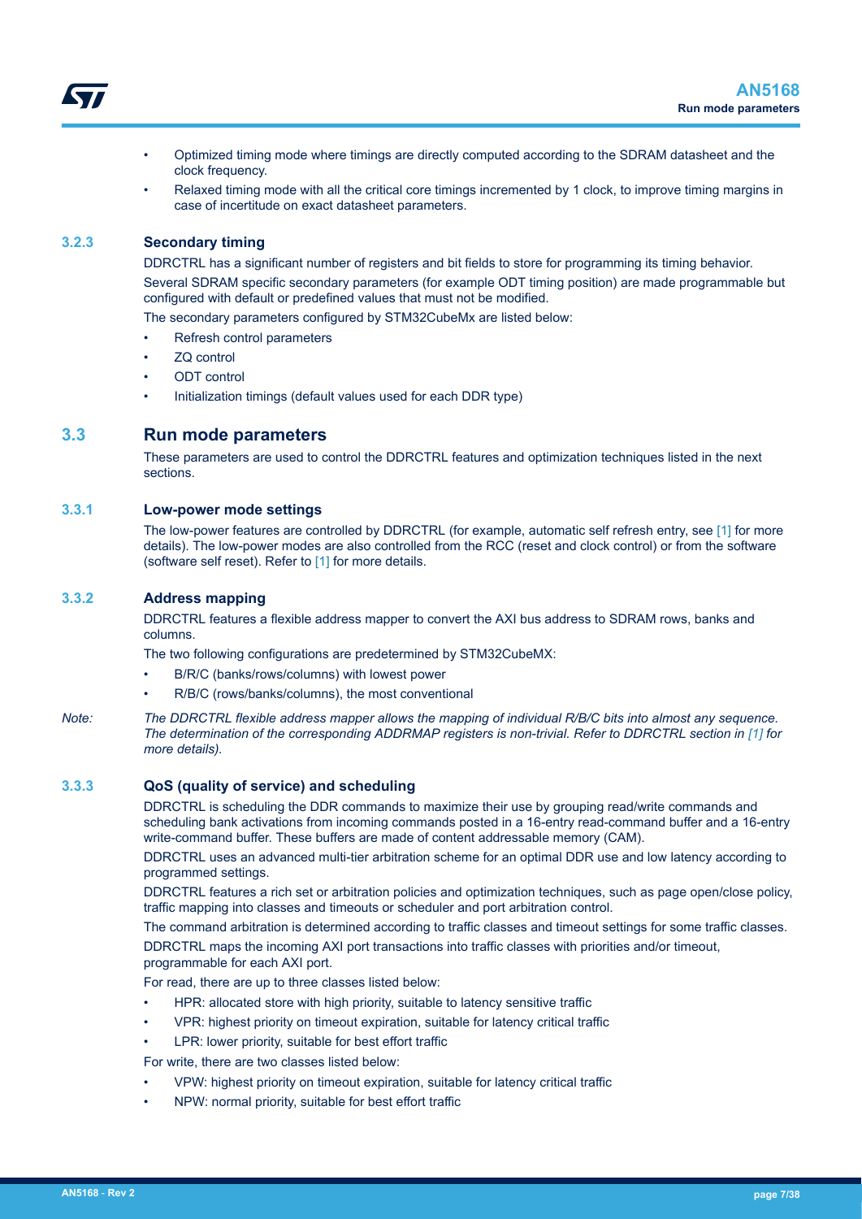- Optimized timing mode where timings are directly computed according to the SDRAM datasheet and the clock frequency.
- Relaxed timing mode with all the critical core timings incremented by 1 clock, to improve timing margins in case of incertitude on exact datasheet parameters.

### 3.2.3 Secondary timing

DDRCTRL has a significant number of registers and bit fields to store for programming its timing behavior.

Several SDRAM specific secondary parameters (for example ODT timing position) are made programmable but configured with default or predefined values that must not be modified.

The secondary parameters configured by STM32CubeMx are listed below:

- Refresh control parameters
- ZQ control
- ODT control
- Initialization timings (default values used for each DDR type)

## 3.3 Run mode parameters

These parameters are used to control the DDRCTRL features and optimization techniques listed in the next sections.

### 3.3.1 Low-power mode settings

The low-power features are controlled by DDRCTRL (for example, automatic self refresh entry, see [1] for more details). The low-power modes are also controlled from the RCC (reset and clock control) or from the software (software self reset). Refer to [1] for more details.

### 3.3.2 Address mapping

DDRCTRL features a flexible address mapper to convert the AXI bus address to SDRAM rows, banks and columns.

The two following configurations are predetermined by STM32CubeMX:

- B/R/C (banks/rows/columns) with lowest power
- R/B/C (rows/banks/columns), the most conventional

*Note: The DDRCTRL flexible address mapper allows the mapping of individual R/B/C bits into almost any sequence. The determination of the corresponding ADDRMAP registers is non-trivial. Refer to DDRCTRL section in [1] for more details).*

### 3.3.3 QoS (quality of service) and scheduling

DDRCTRL is scheduling the DDR commands to maximize their use by grouping read/write commands and scheduling bank activations from incoming commands posted in a 16-entry read-command buffer and a 16-entry write-command buffer. These buffers are made of content addressable memory (CAM).

DDRCTRL uses an advanced multi-tier arbitration scheme for an optimal DDR use and low latency according to programmed settings.

DDRCTRL features a rich set or arbitration policies and optimization techniques, such as page open/close policy, traffic mapping into classes and timeouts or scheduler and port arbitration control.

The command arbitration is determined according to traffic classes and timeout settings for some traffic classes.

DDRCTRL maps the incoming AXI port transactions into traffic classes with priorities and/or timeout, programmable for each AXI port.

For read, there are up to three classes listed below:

- HPR: allocated store with high priority, suitable to latency sensitive traffic
- VPR: highest priority on timeout expiration, suitable for latency critical traffic
- LPR: lower priority, suitable for best effort traffic

For write, there are two classes listed below:

- VPW: highest priority on timeout expiration, suitable for latency critical traffic
- NPW: normal priority, suitable for best effort traffic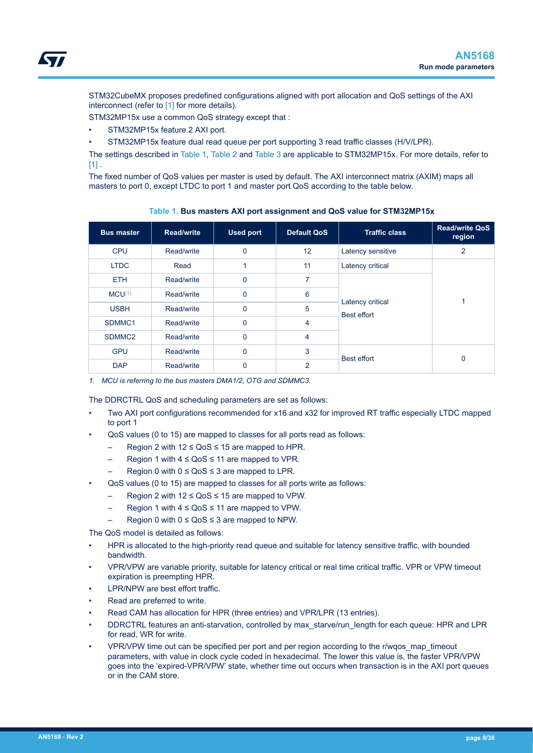STM32CubeMX proposes predefined configurations aligned with port allocation and QoS settings of the AXI interconnect (refer to [1] for more details).

STM32MP15x use a common QoS strategy except that :

- STM32MP15x feature 2 AXI port.
- STM32MP15x feature dual read queue per port supporting 3 read traffic classes (H/V/LPR).

The settings described in Table 1, Table 2 and Table 3 are applicable to STM32MP15x. For more details, refer to [1] .

The fixed number of QoS values per master is used by default. The AXI interconnect matrix (AXIM) maps all masters to port 0, except LTDC to port 1 and master port QoS according to the table below.

**Table 1. Bus masters AXI port assignment and QoS value for STM32MP15x**

| Bus master | Read/write | Used port | Default QoS | Traffic class | Read/write QoS region |
|---|---|---|---|---|---|
| CPU | Read/write | 0 | 12 | Latency sensitive | 2 |
| LTDC | Read | 1 | 11 | Latency critical | 1 |
| ETH | Read/write | 0 | 7 | Latency critical<br>Best effort | 1 |
| MCU[1] | Read/write | 0 | 6 | Latency critical<br>Best effort | 1 |
| USBH | Read/write | 0 | 5 | Latency critical<br>Best effort | 1 |
| SDMMC1 | Read/write | 0 | 4 | Latency critical<br>Best effort | 1 |
| SDMMC2 | Read/write | 0 | 4 | Latency critical<br>Best effort | 1 |
| GPU | Read/write | 0 | 3 | Best effort | 0 |
| DAP | Read/write | 0 | 2 | Best effort | 0 |

*1. MCU is referring to the bus masters DMA1/2, OTG and SDMMC3.*

The DDRCTRL QoS and scheduling parameters are set as follows:

- Two AXI port configurations recommended for x16 and x32 for improved RT traffic especially LTDC mapped to port 1
- QoS values (0 to 15) are mapped to classes for all ports read as follows:
  - Region 2 with 12 ≤ QoS ≤ 15 are mapped to HPR.
  - Region 1 with 4 ≤ QoS ≤ 11 are mapped to VPR.
  - Region 0 with 0 ≤ QoS ≤ 3 are mapped to LPR.
- QoS values (0 to 15) are mapped to classes for all ports write as follows:
  - Region 2 with 12 ≤ QoS ≤ 15 are mapped to VPW.
  - Region 1 with 4 ≤ QoS ≤ 11 are mapped to VPW.
  - Region 0 with 0 ≤ QoS ≤ 3 are mapped to NPW.

The QoS model is detailed as follows:

- HPR is allocated to the high-priority read queue and suitable for latency sensitive traffic, with bounded bandwidth.
- VPR/VPW are variable priority, suitable for latency critical or real time critical traffic. VPR or VPW timeout expiration is preempting HPR.
- LPR/NPW are best effort traffic.
- Read are preferred to write.
- Read CAM has allocation for HPR (three entries) and VPR/LPR (13 entries).
- DDRCTRL features an anti-starvation, controlled by max_starve/run_length for each queue: HPR and LPR for read, WR for write.
- VPR/VPW time out can be specified per port and per region according to the r/wqos_map_timeout parameters, with value in clock cycle coded in hexadecimal. The lower this value is, the faster VPR/VPW goes into the 'expired-VPR/VPW' state, whether time out occurs when transaction is in the AXI port queues or in the CAM store.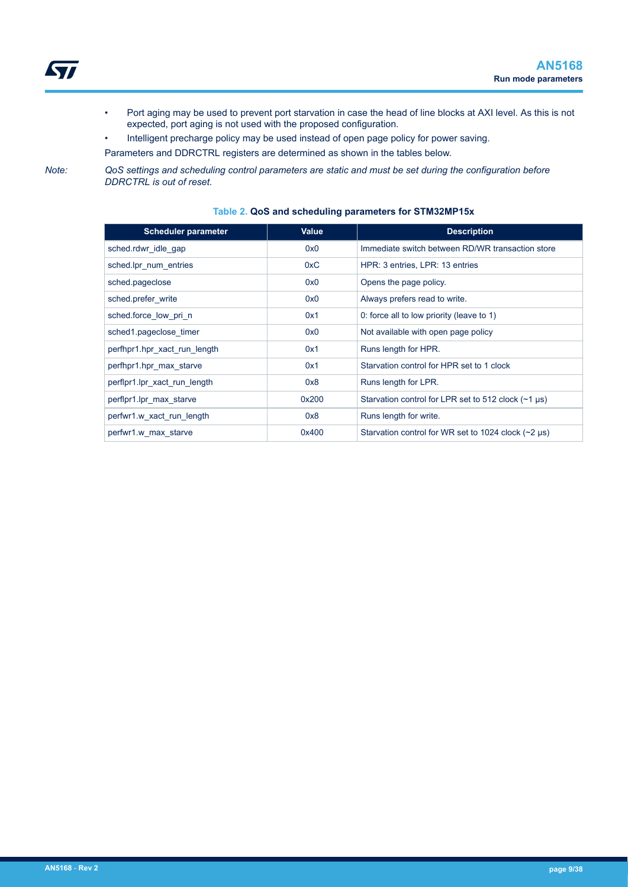- Port aging may be used to prevent port starvation in case the head of line blocks at AXI level. As this is not expected, port aging is not used with the proposed configuration.
- Intelligent precharge policy may be used instead of open page policy for power saving.

Parameters and DDRCTRL registers are determined as shown in the tables below.

*Note: QoS settings and scheduling control parameters are static and must be set during the configuration before DDRCTRL is out of reset.*

**Table 2. QoS and scheduling parameters for STM32MP15x**

| Scheduler parameter | Value | Description |
|---|---|---|
| sched.rdwr_idle_gap | 0x0 | Immediate switch between RD/WR transaction store |
| sched.lpr_num_entries | 0xC | HPR: 3 entries, LPR: 13 entries |
| sched.pageclose | 0x0 | Opens the page policy. |
| sched.prefer_write | 0x0 | Always prefers read to write. |
| sched.force_low_pri_n | 0x1 | 0: force all to low priority (leave to 1) |
| sched1.pageclose_timer | 0x0 | Not available with open page policy |
| perfhpr1.hpr_xact_run_length | 0x1 | Runs length for HPR. |
| perfhpr1.hpr_max_starve | 0x1 | Starvation control for HPR set to 1 clock |
| perflpr1.lpr_xact_run_length | 0x8 | Runs length for LPR. |
| perflpr1.lpr_max_starve | 0x200 | Starvation control for LPR set to 512 clock (~1 µs) |
| perfwr1.w_xact_run_length | 0x8 | Runs length for write. |
| perfwr1.w_max_starve | 0x400 | Starvation control for WR set to 1024 clock (~2 µs) |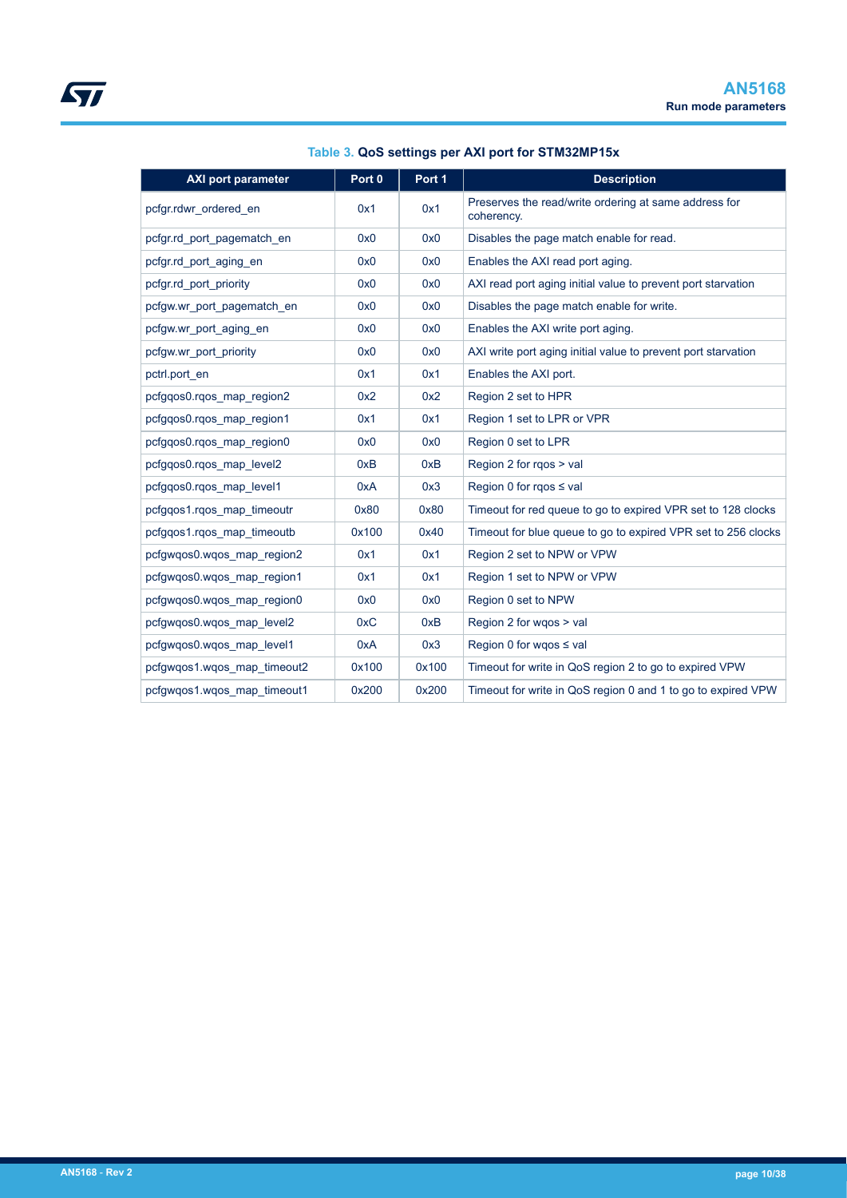Table 3. **QoS settings per AXI port for STM32MP15x**

| AXI port parameter | Port 0 | Port 1 | Description |
|---|---|---|---|
| pcfgr.rdwr_ordered_en | 0x1 | 0x1 | Preserves the read/write ordering at same address for coherency. |
| pcfgr.rd_port_pagematch_en | 0x0 | 0x0 | Disables the page match enable for read. |
| pcfgr.rd_port_aging_en | 0x0 | 0x0 | Enables the AXI read port aging. |
| pcfgr.rd_port_priority | 0x0 | 0x0 | AXI read port aging initial value to prevent port starvation |
| pcfgw.wr_port_pagematch_en | 0x0 | 0x0 | Disables the page match enable for write. |
| pcfgw.wr_port_aging_en | 0x0 | 0x0 | Enables the AXI write port aging. |
| pcfgw.wr_port_priority | 0x0 | 0x0 | AXI write port aging initial value to prevent port starvation |
| pctrl.port_en | 0x1 | 0x1 | Enables the AXI port. |
| pcfgqos0.rqos_map_region2 | 0x2 | 0x2 | Region 2 set to HPR |
| pcfgqos0.rqos_map_region1 | 0x1 | 0x1 | Region 1 set to LPR or VPR |
| pcfgqos0.rqos_map_region0 | 0x0 | 0x0 | Region 0 set to LPR |
| pcfgqos0.rqos_map_level2 | 0xB | 0xB | Region 2 for rqos > val |
| pcfgqos0.rqos_map_level1 | 0xA | 0x3 | Region 0 for rqos ≤ val |
| pcfgqos1.rqos_map_timeoutr | 0x80 | 0x80 | Timeout for red queue to go to expired VPR set to 128 clocks |
| pcfgqos1.rqos_map_timeoutb | 0x100 | 0x40 | Timeout for blue queue to go to expired VPR set to 256 clocks |
| pcfgwqos0.wqos_map_region2 | 0x1 | 0x1 | Region 2 set to NPW or VPW |
| pcfgwqos0.wqos_map_region1 | 0x1 | 0x1 | Region 1 set to NPW or VPW |
| pcfgwqos0.wqos_map_region0 | 0x0 | 0x0 | Region 0 set to NPW |
| pcfgwqos0.wqos_map_level2 | 0xC | 0xB | Region 2 for wqos > val |
| pcfgwqos0.wqos_map_level1 | 0xA | 0x3 | Region 0 for wqos ≤ val |
| pcfgwqos1.wqos_map_timeout2 | 0x100 | 0x100 | Timeout for write in QoS region 2 to go to expired VPW |
| pcfgwqos1.wqos_map_timeout1 | 0x200 | 0x200 | Timeout for write in QoS region 0 and 1 to go to expired VPW |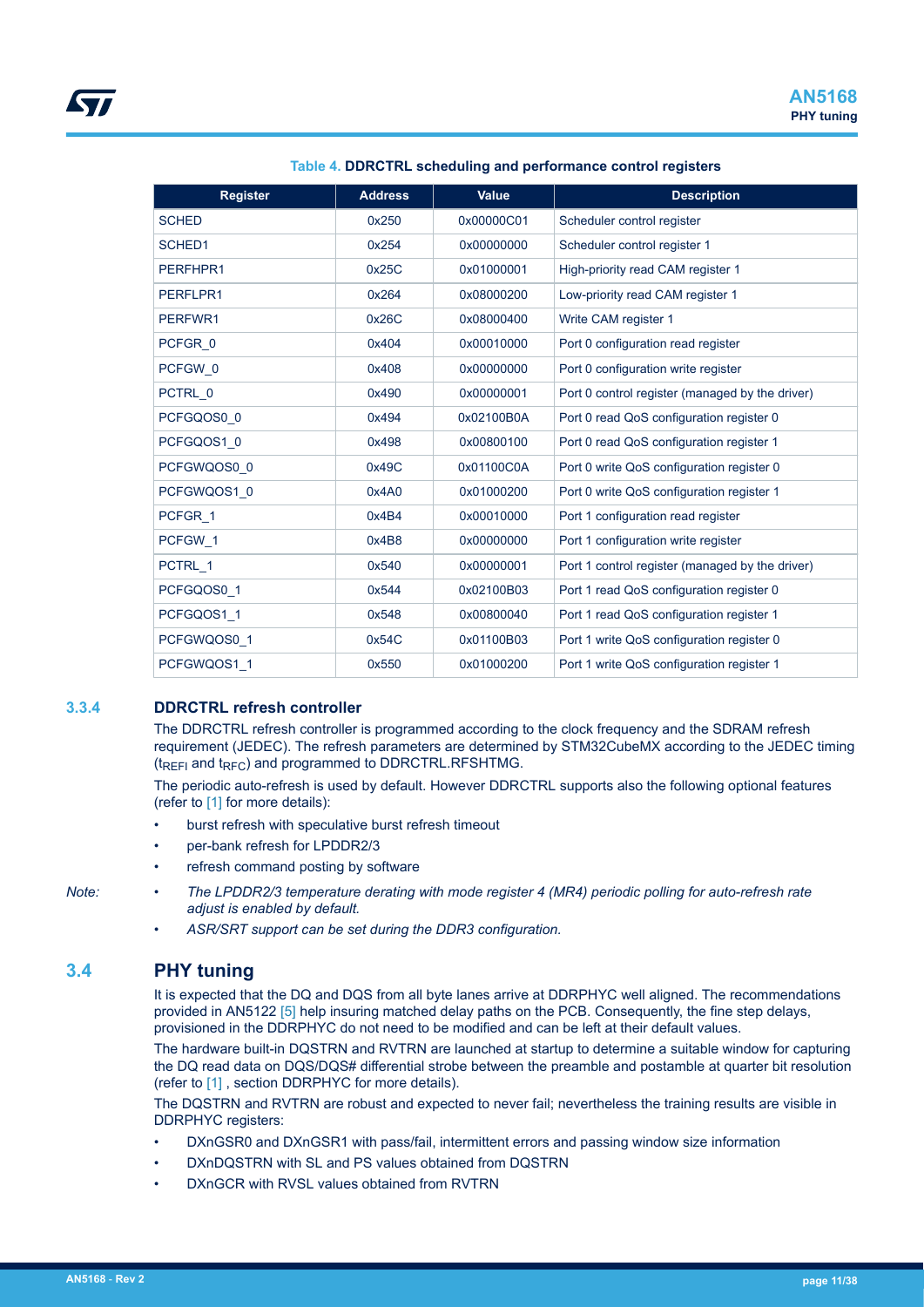**Table 4. DDRCTRL scheduling and performance control registers**

| Register | Address | Value | Description |
|---|---|---|---|
| SCHED | 0x250 | 0x00000C01 | Scheduler control register |
| SCHED1 | 0x254 | 0x00000000 | Scheduler control register 1 |
| PERFHPR1 | 0x25C | 0x01000001 | High-priority read CAM register 1 |
| PERFLPR1 | 0x264 | 0x08000200 | Low-priority read CAM register 1 |
| PERFWR1 | 0x26C | 0x08000400 | Write CAM register 1 |
| PCFGR_0 | 0x404 | 0x00010000 | Port 0 configuration read register |
| PCFGW_0 | 0x408 | 0x00000000 | Port 0 configuration write register |
| PCTRL_0 | 0x490 | 0x00000001 | Port 0 control register (managed by the driver) |
| PCFGQOS0_0 | 0x494 | 0x02100B0A | Port 0 read QoS configuration register 0 |
| PCFGQOS1_0 | 0x498 | 0x00800100 | Port 0 read QoS configuration register 1 |
| PCFGWQOS0_0 | 0x49C | 0x01100C0A | Port 0 write QoS configuration register 0 |
| PCFGWQOS1_0 | 0x4A0 | 0x01000200 | Port 0 write QoS configuration register 1 |
| PCFGR_1 | 0x4B4 | 0x00010000 | Port 1 configuration read register |
| PCFGW_1 | 0x4B8 | 0x00000000 | Port 1 configuration write register |
| PCTRL_1 | 0x540 | 0x00000001 | Port 1 control register (managed by the driver) |
| PCFGQOS0_1 | 0x544 | 0x02100B03 | Port 1 read QoS configuration register 0 |
| PCFGQOS1_1 | 0x548 | 0x00800040 | Port 1 read QoS configuration register 1 |
| PCFGWQOS0_1 | 0x54C | 0x01100B03 | Port 1 write QoS configuration register 0 |
| PCFGWQOS1_1 | 0x550 | 0x01000200 | Port 1 write QoS configuration register 1 |

### 3.3.4 DDRCTRL refresh controller

The DDRCTRL refresh controller is programmed according to the clock frequency and the SDRAM refresh requirement (JEDEC). The refresh parameters are determined by STM32CubeMX according to the JEDEC timing ($t_{REFI}$ and $t_{RFC}$) and programmed to DDRCTRL.RFSHTMG.

The periodic auto-refresh is used by default. However DDRCTRL supports also the following optional features (refer to [1] for more details):

- burst refresh with speculative burst refresh timeout
- per-bank refresh for LPDDR2/3
- refresh command posting by software

*Note:*
- *The LPDDR2/3 temperature derating with mode register 4 (MR4) periodic polling for auto-refresh rate adjust is enabled by default.*
- *ASR/SRT support can be set during the DDR3 configuration.*

## 3.4 PHY tuning

It is expected that the DQ and DQS from all byte lanes arrive at DDRPHYC well aligned. The recommendations provided in AN5122 [5] help insuring matched delay paths on the PCB. Consequently, the fine step delays, provisioned in the DDRPHYC do not need to be modified and can be left at their default values.

The hardware built-in DQSTRN and RVTRN are launched at startup to determine a suitable window for capturing the DQ read data on DQS/DQS# differential strobe between the preamble and postamble at quarter bit resolution (refer to [1] , section DDRPHYC for more details).

The DQSTRN and RVTRN are robust and expected to never fail; nevertheless the training results are visible in DDRPHYC registers:

- DXnGSR0 and DXnGSR1 with pass/fail, intermittent errors and passing window size information
- DXnDQSTRN with SL and PS values obtained from DQSTRN
- DXnGCR with RVSL values obtained from RVTRN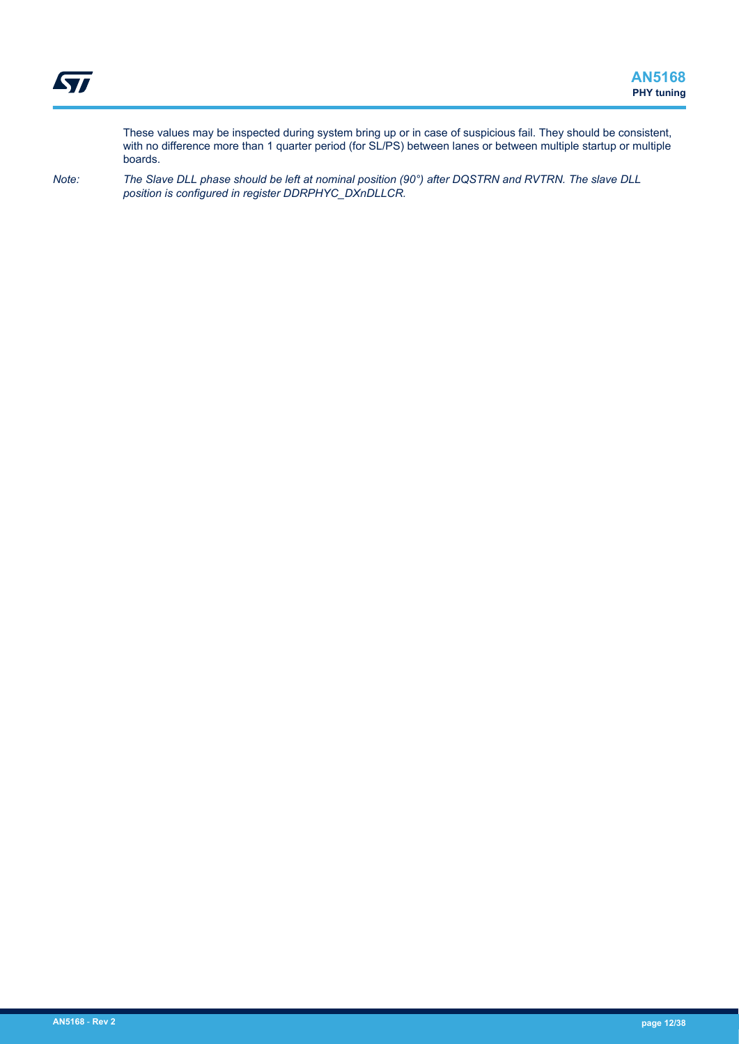These values may be inspected during system bring up or in case of suspicious fail. They should be consistent, with no difference more than 1 quarter period (for SL/PS) between lanes or between multiple startup or multiple boards.

*Note: The Slave DLL phase should be left at nominal position (90°) after DQSTRN and RVTRN. The slave DLL position is configured in register DDRPHYC_DXnDLLCR.*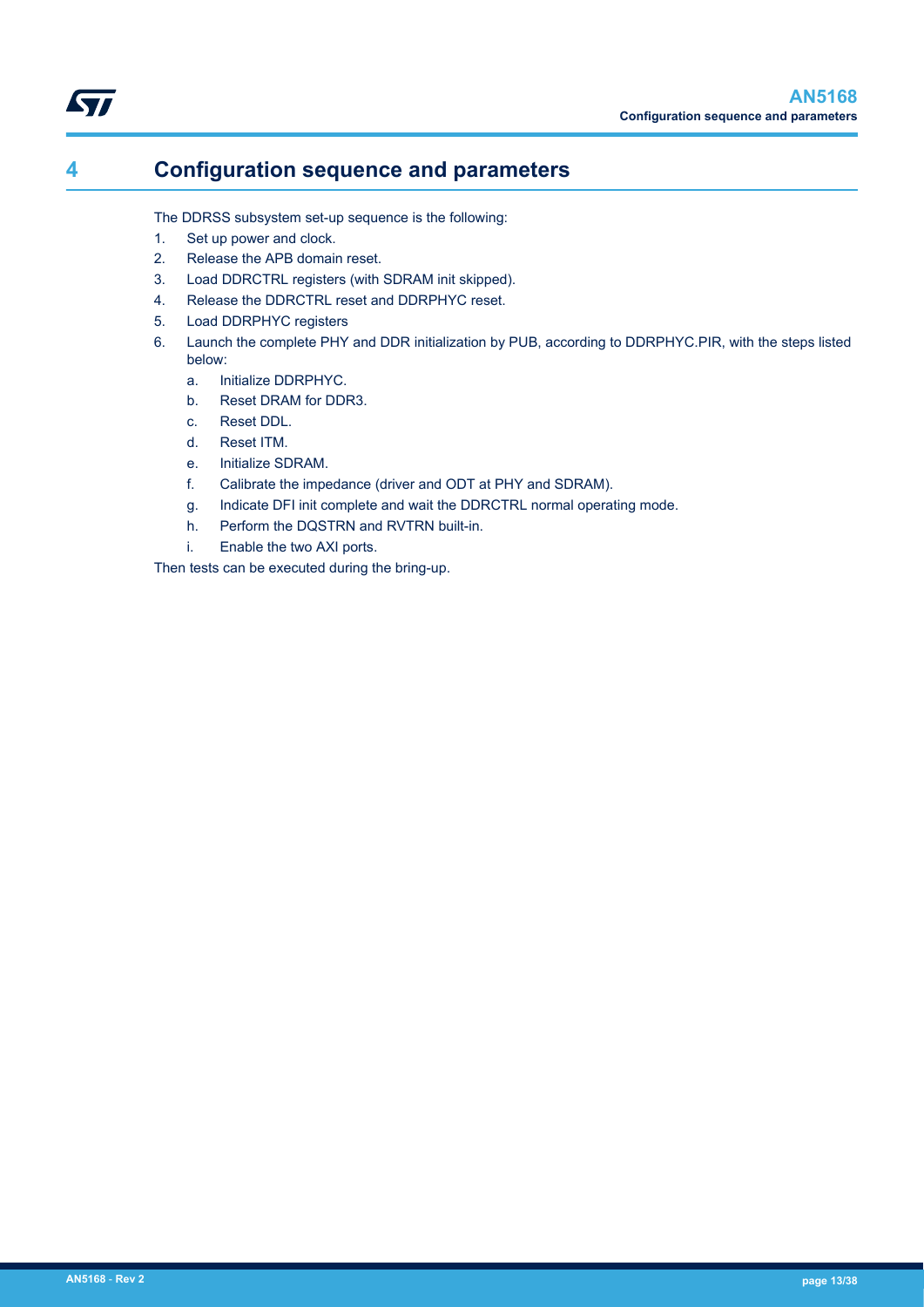# 4 Configuration sequence and parameters

The DDRSS subsystem set-up sequence is the following:

1. Set up power and clock.
2. Release the APB domain reset.
3. Load DDRCTRL registers (with SDRAM init skipped).
4. Release the DDRCTRL reset and DDRPHYC reset.
5. Load DDRPHYC registers
6. Launch the complete PHY and DDR initialization by PUB, according to DDRPHYC.PIR, with the steps listed below:
   a. Initialize DDRPHYC.
   b. Reset DRAM for DDR3.
   c. Reset DDL.
   d. Reset ITM.
   e. Initialize SDRAM.
   f. Calibrate the impedance (driver and ODT at PHY and SDRAM).
   g. Indicate DFI init complete and wait the DDRCTRL normal operating mode.
   h. Perform the DQSTRN and RVTRN built-in.
   i. Enable the two AXI ports.

Then tests can be executed during the bring-up.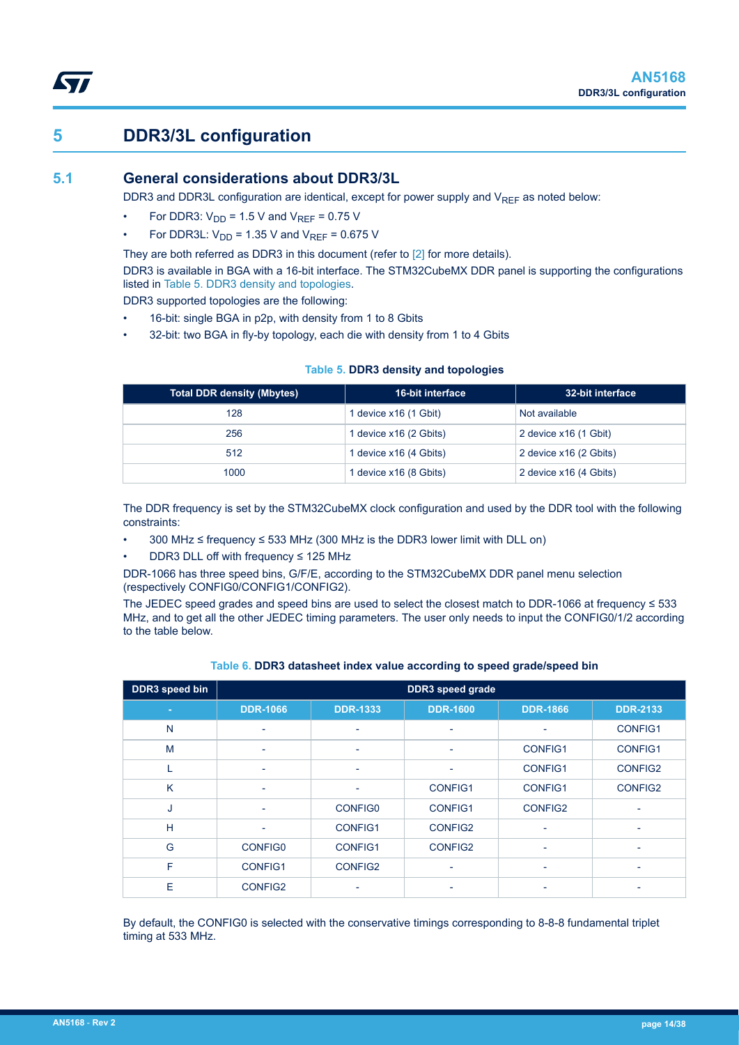# 5 DDR3/3L configuration

## 5.1 General considerations about DDR3/3L

DDR3 and DDR3L configuration are identical, except for power supply and $V_{REF}$ as noted below:

- For DDR3: $V_{DD}$ = 1.5 V and $V_{REF}$ = 0.75 V
- For DDR3L: $V_{DD}$ = 1.35 V and $V_{REF}$ = 0.675 V

They are both referred as DDR3 in this document (refer to [2] for more details).

DDR3 is available in BGA with a 16-bit interface. The STM32CubeMX DDR panel is supporting the configurations listed in Table 5. DDR3 density and topologies.

DDR3 supported topologies are the following:

- 16-bit: single BGA in p2p, with density from 1 to 8 Gbits
- 32-bit: two BGA in fly-by topology, each die with density from 1 to 4 Gbits

**Table 5. DDR3 density and topologies**

| Total DDR density (Mbytes) | 16-bit interface | 32-bit interface |
|---|---|---|
| 128 | 1 device x16 (1 Gbit) | Not available |
| 256 | 1 device x16 (2 Gbits) | 2 device x16 (1 Gbit) |
| 512 | 1 device x16 (4 Gbits) | 2 device x16 (2 Gbits) |
| 1000 | 1 device x16 (8 Gbits) | 2 device x16 (4 Gbits) |

The DDR frequency is set by the STM32CubeMX clock configuration and used by the DDR tool with the following constraints:

- 300 MHz ≤ frequency ≤ 533 MHz (300 MHz is the DDR3 lower limit with DLL on)
- DDR3 DLL off with frequency ≤ 125 MHz

DDR-1066 has three speed bins, G/F/E, according to the STM32CubeMX DDR panel menu selection (respectively CONFIG0/CONFIG1/CONFIG2).

The JEDEC speed grades and speed bins are used to select the closest match to DDR-1066 at frequency ≤ 533 MHz, and to get all the other JEDEC timing parameters. The user only needs to input the CONFIG0/1/2 according to the table below.

**Table 6. DDR3 datasheet index value according to speed grade/speed bin**

| DDR3 speed bin | DDR3 speed grade | | | | |
|---|---|---|---|---|---|
| - | DDR-1066 | DDR-1333 | DDR-1600 | DDR-1866 | DDR-2133 |
| N | - | - | - | - | CONFIG1 |
| M | - | - | - | CONFIG1 | CONFIG1 |
| L | - | - | - | CONFIG1 | CONFIG2 |
| K | - | - | CONFIG1 | CONFIG1 | CONFIG2 |
| J | - | CONFIG0 | CONFIG1 | CONFIG2 | - |
| H | - | CONFIG1 | CONFIG2 | - | - |
| G | CONFIG0 | CONFIG1 | CONFIG2 | - | - |
| F | CONFIG1 | CONFIG2 | - | - | - |
| E | CONFIG2 | - | - | - | - |

By default, the CONFIG0 is selected with the conservative timings corresponding to 8-8-8 fundamental triplet timing at 533 MHz.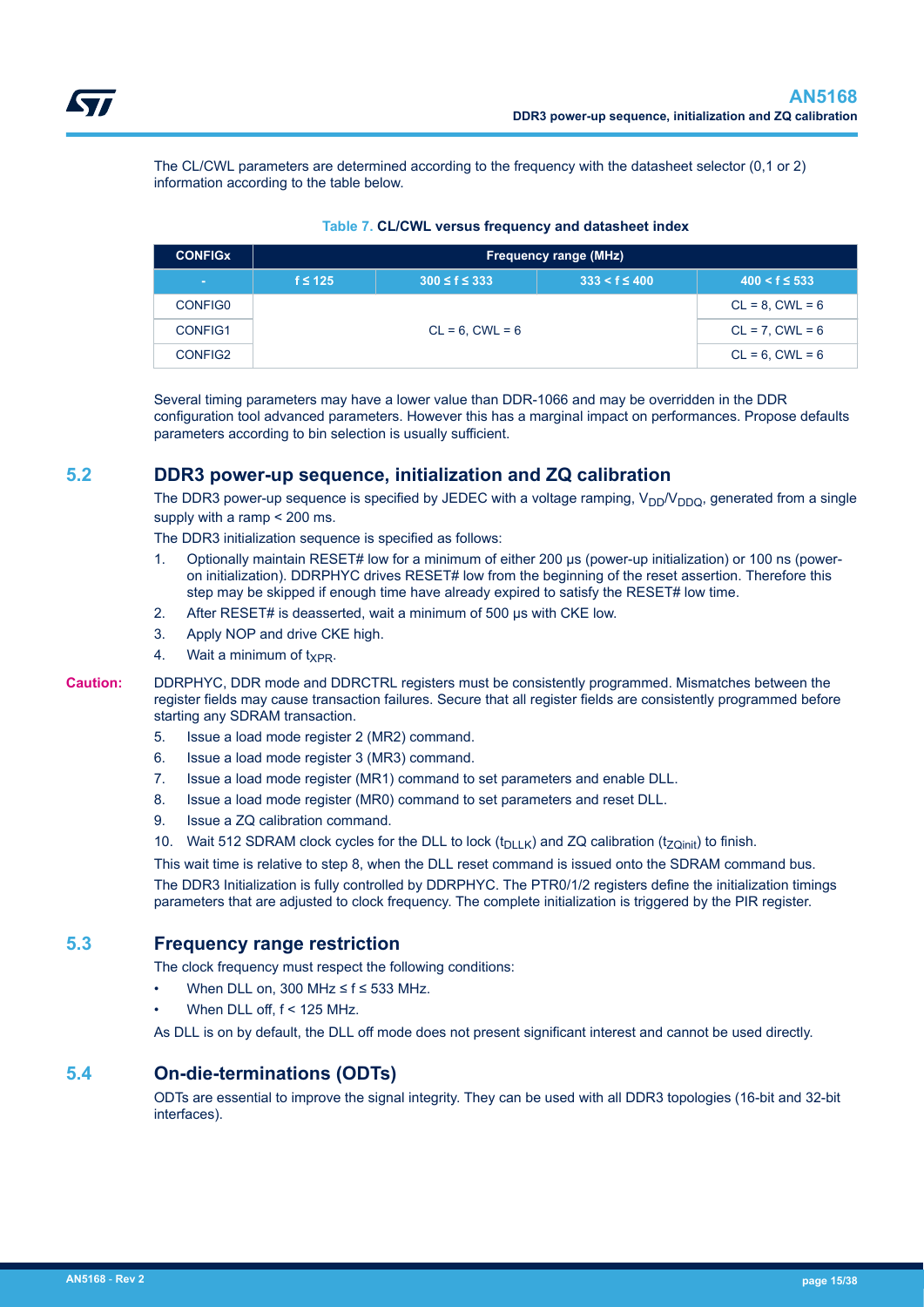The CL/CWL parameters are determined according to the frequency with the datasheet selector (0,1 or 2) information according to the table below.

**Table 7. CL/CWL versus frequency and datasheet index**

| CONFIGx | Frequency range (MHz) | | | |
|---|---|---|---|---|
| - | f ≤ 125 | 300 ≤ f ≤ 333 | 333 < f ≤ 400 | 400 < f ≤ 533 |
| CONFIG0 | CL = 6, CWL = 6 | | | CL = 8, CWL = 6 |
| CONFIG1 | | | | CL = 7, CWL = 6 |
| CONFIG2 | | | | CL = 6, CWL = 6 |

Several timing parameters may have a lower value than DDR-1066 and may be overridden in the DDR configuration tool advanced parameters. However this has a marginal impact on performances. Propose defaults parameters according to bin selection is usually sufficient.

## 5.2 DDR3 power-up sequence, initialization and ZQ calibration

The DDR3 power-up sequence is specified by JEDEC with a voltage ramping, $V_{DD}$/$V_{DDQ}$, generated from a single supply with a ramp < 200 ms.

The DDR3 initialization sequence is specified as follows:

1. Optionally maintain RESET# low for a minimum of either 200 µs (power-up initialization) or 100 ns (power-on initialization). DDRPHYC drives RESET# low from the beginning of the reset assertion. Therefore this step may be skipped if enough time have already expired to satisfy the RESET# low time.
2. After RESET# is deasserted, wait a minimum of 500 µs with CKE low.
3. Apply NOP and drive CKE high.
4. Wait a minimum of $t_{XPR}$.

**Caution:** DDRPHYC, DDR mode and DDRCTRL registers must be consistently programmed. Mismatches between the register fields may cause transaction failures. Secure that all register fields are consistently programmed before starting any SDRAM transaction.

5. Issue a load mode register 2 (MR2) command.
6. Issue a load mode register 3 (MR3) command.
7. Issue a load mode register (MR1) command to set parameters and enable DLL.
8. Issue a load mode register (MR0) command to set parameters and reset DLL.
9. Issue a ZQ calibration command.
10. Wait 512 SDRAM clock cycles for the DLL to lock ($t_{DLLK}$) and ZQ calibration ($t_{ZQinit}$) to finish.

This wait time is relative to step 8, when the DLL reset command is issued onto the SDRAM command bus.

The DDR3 Initialization is fully controlled by DDRPHYC. The PTR0/1/2 registers define the initialization timings parameters that are adjusted to clock frequency. The complete initialization is triggered by the PIR register.

## 5.3 Frequency range restriction

The clock frequency must respect the following conditions:

- When DLL on, 300 MHz ≤ f ≤ 533 MHz.
- When DLL off, f < 125 MHz.

As DLL is on by default, the DLL off mode does not present significant interest and cannot be used directly.

## 5.4 On-die-terminations (ODTs)

ODTs are essential to improve the signal integrity. They can be used with all DDR3 topologies (16-bit and 32-bit interfaces).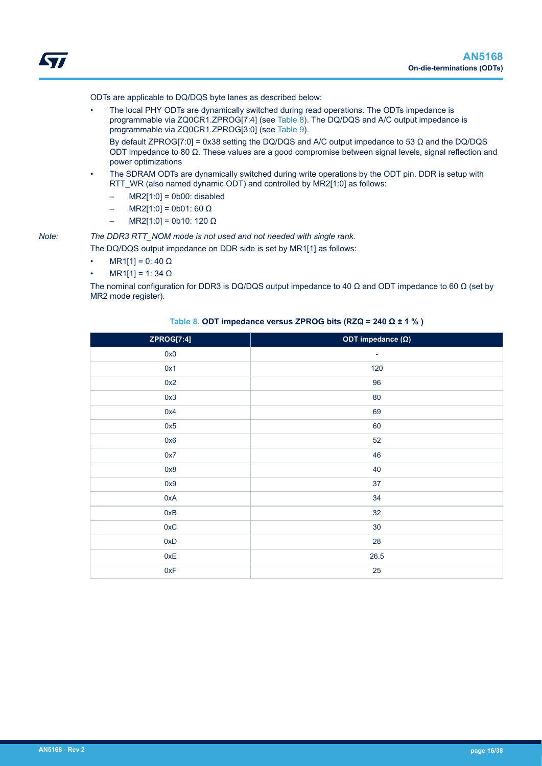ODTs are applicable to DQ/DQS byte lanes as described below:

- The local PHY ODTs are dynamically switched during read operations. The ODTs impedance is programmable via ZQ0CR1.ZPROG[7:4] (see Table 8). The DQ/DQS and A/C output impedance is programmable via ZQ0CR1.ZPROG[3:0] (see Table 9).

  By default ZPROG[7:0] = 0x38 setting the DQ/DQS and A/C output impedance to 53 Ω and the DQ/DQS ODT impedance to 80 Ω. These values are a good compromise between signal levels, signal reflection and power optimizations
- The SDRAM ODTs are dynamically switched during write operations by the ODT pin. DDR is setup with RTT_WR (also named dynamic ODT) and controlled by MR2[1:0] as follows:
  - MR2[1:0] = 0b00: disabled
  - MR2[1:0] = 0b01: 60 Ω
  - MR2[1:0] = 0b10: 120 Ω

*Note: The DDR3 RTT_NOM mode is not used and not needed with single rank.*

The DQ/DQS output impedance on DDR side is set by MR1[1] as follows:

- MR1[1] = 0: 40 Ω
- MR1[1] = 1: 34 Ω

The nominal configuration for DDR3 is DQ/DQS output impedance to 40 Ω and ODT impedance to 60 Ω (set by MR2 mode register).

**Table 8. ODT impedance versus ZPROG bits (RZQ = 240 Ω ± 1 % )**

| ZPROG[7:4] | ODT impedance (Ω) |
|---|---|
| 0x0 | - |
| 0x1 | 120 |
| 0x2 | 96 |
| 0x3 | 80 |
| 0x4 | 69 |
| 0x5 | 60 |
| 0x6 | 52 |
| 0x7 | 46 |
| 0x8 | 40 |
| 0x9 | 37 |
| 0xA | 34 |
| 0xB | 32 |
| 0xC | 30 |
| 0xD | 28 |
| 0xE | 26.5 |
| 0xF | 25 |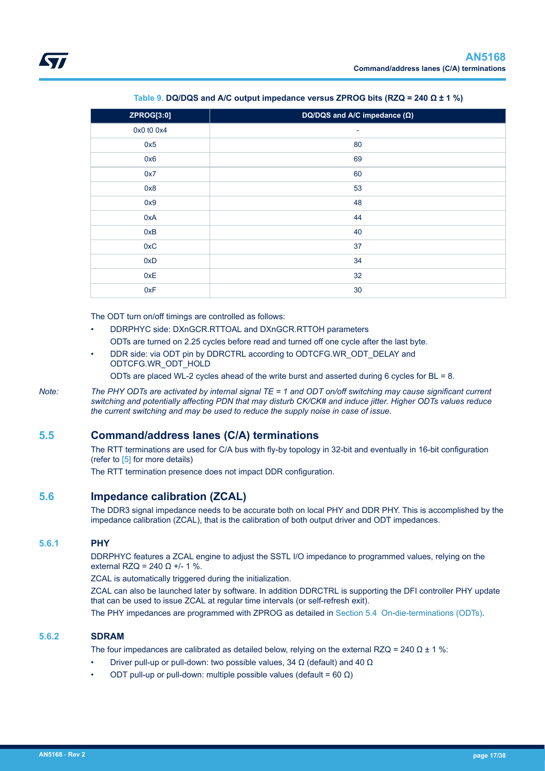Table 9. **DQ/DQS and A/C output impedance versus ZPROG bits (RZQ = 240 Ω ± 1 %)**

| ZPROG[3:0] | DQ/DQS and A/C impedance (Ω) |
|---|---|
| 0x0 t0 0x4 | - |
| 0x5 | 80 |
| 0x6 | 69 |
| 0x7 | 60 |
| 0x8 | 53 |
| 0x9 | 48 |
| 0xA | 44 |
| 0xB | 40 |
| 0xC | 37 |
| 0xD | 34 |
| 0xE | 32 |
| 0xF | 30 |

The ODT turn on/off timings are controlled as follows:

- DDRPHYC side: DXnGCR.RTTOAL and DXnGCR.RTTOH parameters
  ODTs are turned on 2.25 cycles before read and turned off one cycle after the last byte.
- DDR side: via ODT pin by DDRCTRL according to ODTCFG.WR_ODT_DELAY and ODTCFG.WR_ODT_HOLD
  ODTs are placed WL-2 cycles ahead of the write burst and asserted during 6 cycles for BL = 8.

*Note: The PHY ODTs are activated by internal signal TE = 1 and ODT on/off switching may cause significant current switching and potentially affecting PDN that may disturb CK/CK# and induce jitter. Higher ODTs values reduce the current switching and may be used to reduce the supply noise in case of issue.*

## 5.5 Command/address lanes (C/A) terminations

The RTT terminations are used for C/A bus with fly-by topology in 32-bit and eventually in 16-bit configuration (refer to [5] for more details)

The RTT termination presence does not impact DDR configuration.

## 5.6 Impedance calibration (ZCAL)

The DDR3 signal impedance needs to be accurate both on local PHY and DDR PHY. This is accomplished by the impedance calibration (ZCAL), that is the calibration of both output driver and ODT impedances.

### 5.6.1 PHY

DDRPHYC features a ZCAL engine to adjust the SSTL I/O impedance to programmed values, relying on the external RZQ = 240 Ω +/- 1 %.

ZCAL is automatically triggered during the initialization.

ZCAL can also be launched later by software. In addition DDRCTRL is supporting the DFI controller PHY update that can be used to issue ZCAL at regular time intervals (or self-refresh exit).

The PHY impedances are programmed with ZPROG as detailed in Section 5.4 On-die-terminations (ODTs).

### 5.6.2 SDRAM

The four impedances are calibrated as detailed below, relying on the external RZQ = 240 Ω ± 1 %:

- Driver pull-up or pull-down: two possible values, 34 Ω (default) and 40 Ω
- ODT pull-up or pull-down: multiple possible values (default = 60 Ω)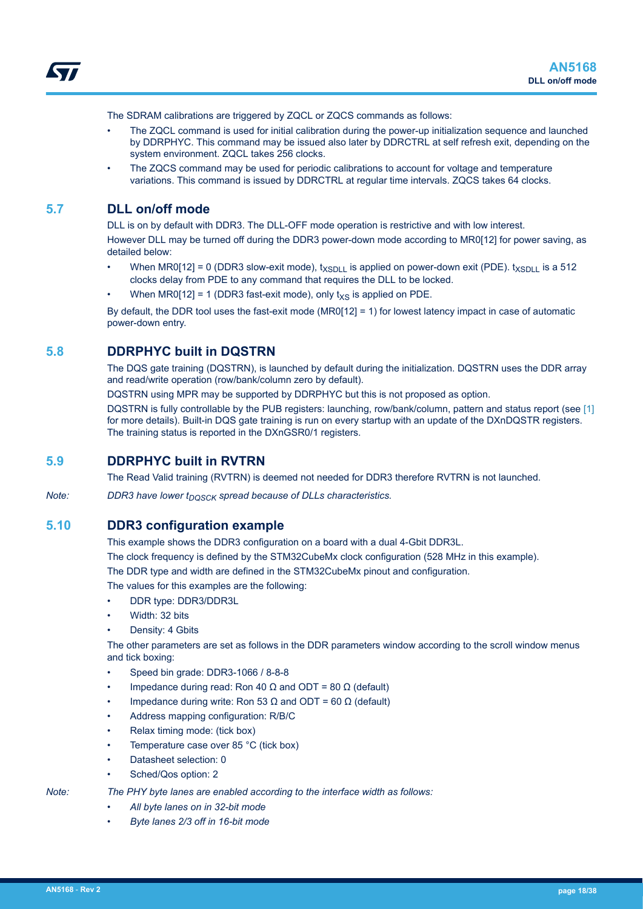The SDRAM calibrations are triggered by ZQCL or ZQCS commands as follows:

- The ZQCL command is used for initial calibration during the power-up initialization sequence and launched by DDRPHYC. This command may be issued also later by DDRCTRL at self refresh exit, depending on the system environment. ZQCL takes 256 clocks.
- The ZQCS command may be used for periodic calibrations to account for voltage and temperature variations. This command is issued by DDRCTRL at regular time intervals. ZQCS takes 64 clocks.

## 5.7 DLL on/off mode

DLL is on by default with DDR3. The DLL-OFF mode operation is restrictive and with low interest.

However DLL may be turned off during the DDR3 power-down mode according to MR0[12] for power saving, as detailed below:

- When MR0[12] = 0 (DDR3 slow-exit mode), $t_{XSDLL}$ is applied on power-down exit (PDE). $t_{XSDLL}$ is a 512 clocks delay from PDE to any command that requires the DLL to be locked.
- When MR0[12] = 1 (DDR3 fast-exit mode), only $t_{XS}$ is applied on PDE.

By default, the DDR tool uses the fast-exit mode (MR0[12] = 1) for lowest latency impact in case of automatic power-down entry.

## 5.8 DDRPHYC built in DQSTRN

The DQS gate training (DQSTRN), is launched by default during the initialization. DQSTRN uses the DDR array and read/write operation (row/bank/column zero by default).

DQSTRN using MPR may be supported by DDRPHYC but this is not proposed as option.

DQSTRN is fully controllable by the PUB registers: launching, row/bank/column, pattern and status report (see [1] for more details). Built-in DQS gate training is run on every startup with an update of the DXnDQSTR registers. The training status is reported in the DXnGSR0/1 registers.

## 5.9 DDRPHYC built in RVTRN

The Read Valid training (RVTRN) is deemed not needed for DDR3 therefore RVTRN is not launched.

*Note: DDR3 have lower $t_{DQSCK}$ spread because of DLLs characteristics.*

## 5.10 DDR3 configuration example

This example shows the DDR3 configuration on a board with a dual 4-Gbit DDR3L.

The clock frequency is defined by the STM32CubeMx clock configuration (528 MHz in this example).

The DDR type and width are defined in the STM32CubeMx pinout and configuration.

The values for this examples are the following:

- DDR type: DDR3/DDR3L
- Width: 32 bits
- Density: 4 Gbits

The other parameters are set as follows in the DDR parameters window according to the scroll window menus and tick boxing:

- Speed bin grade: DDR3-1066 / 8-8-8
- Impedance during read: Ron 40 Ω and ODT = 80 Ω (default)
- Impedance during write: Ron 53 Ω and ODT = 60 Ω (default)
- Address mapping configuration: R/B/C
- Relax timing mode: (tick box)
- Temperature case over 85 °C (tick box)
- Datasheet selection: 0
- Sched/Qos option: 2

*Note: The PHY byte lanes are enabled according to the interface width as follows:*

- *All byte lanes on in 32-bit mode*
- *Byte lanes 2/3 off in 16-bit mode*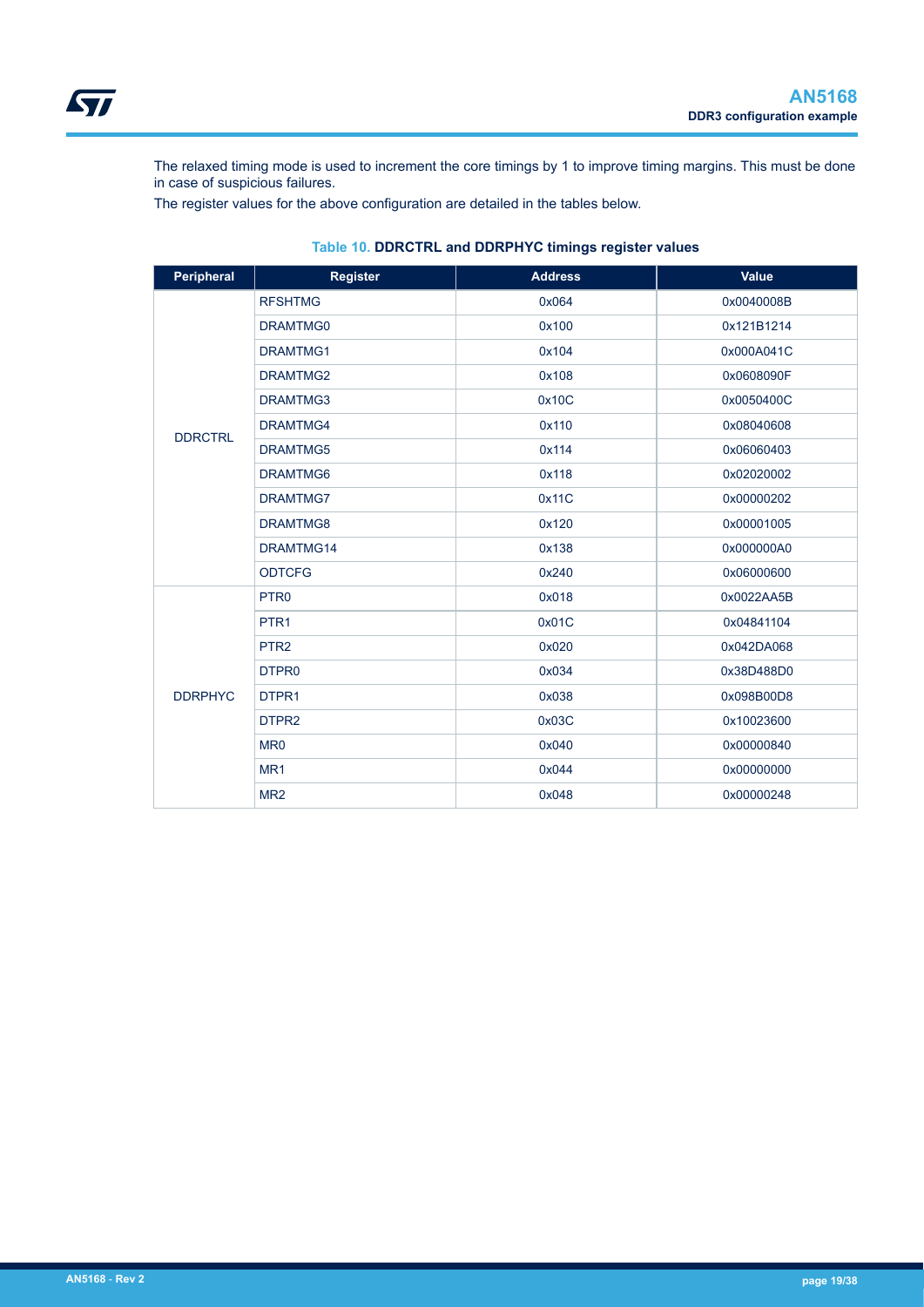The relaxed timing mode is used to increment the core timings by 1 to improve timing margins. This must be done in case of suspicious failures.

The register values for the above configuration are detailed in the tables below.

**Table 10. DDRCTRL and DDRPHYC timings register values**

| Peripheral | Register | Address | Value |
|---|---|---|---|
| DDRCTRL | RFSHTMG | 0x064 | 0x0040008B |
| | DRAMTMG0 | 0x100 | 0x121B1214 |
| | DRAMTMG1 | 0x104 | 0x000A041C |
| | DRAMTMG2 | 0x108 | 0x0608090F |
| | DRAMTMG3 | 0x10C | 0x0050400C |
| | DRAMTMG4 | 0x110 | 0x08040608 |
| | DRAMTMG5 | 0x114 | 0x06060403 |
| | DRAMTMG6 | 0x118 | 0x02020002 |
| | DRAMTMG7 | 0x11C | 0x00000202 |
| | DRAMTMG8 | 0x120 | 0x00001005 |
| | DRAMTMG14 | 0x138 | 0x000000A0 |
| | ODTCFG | 0x240 | 0x06000600 |
| DDRPHYC | PTR0 | 0x018 | 0x0022AA5B |
| | PTR1 | 0x01C | 0x04841104 |
| | PTR2 | 0x020 | 0x042DA068 |
| | DTPR0 | 0x034 | 0x38D488D0 |
| | DTPR1 | 0x038 | 0x098B00D8 |
| | DTPR2 | 0x03C | 0x10023600 |
| | MR0 | 0x040 | 0x00000840 |
| | MR1 | 0x044 | 0x00000000 |
| | MR2 | 0x048 | 0x00000248 |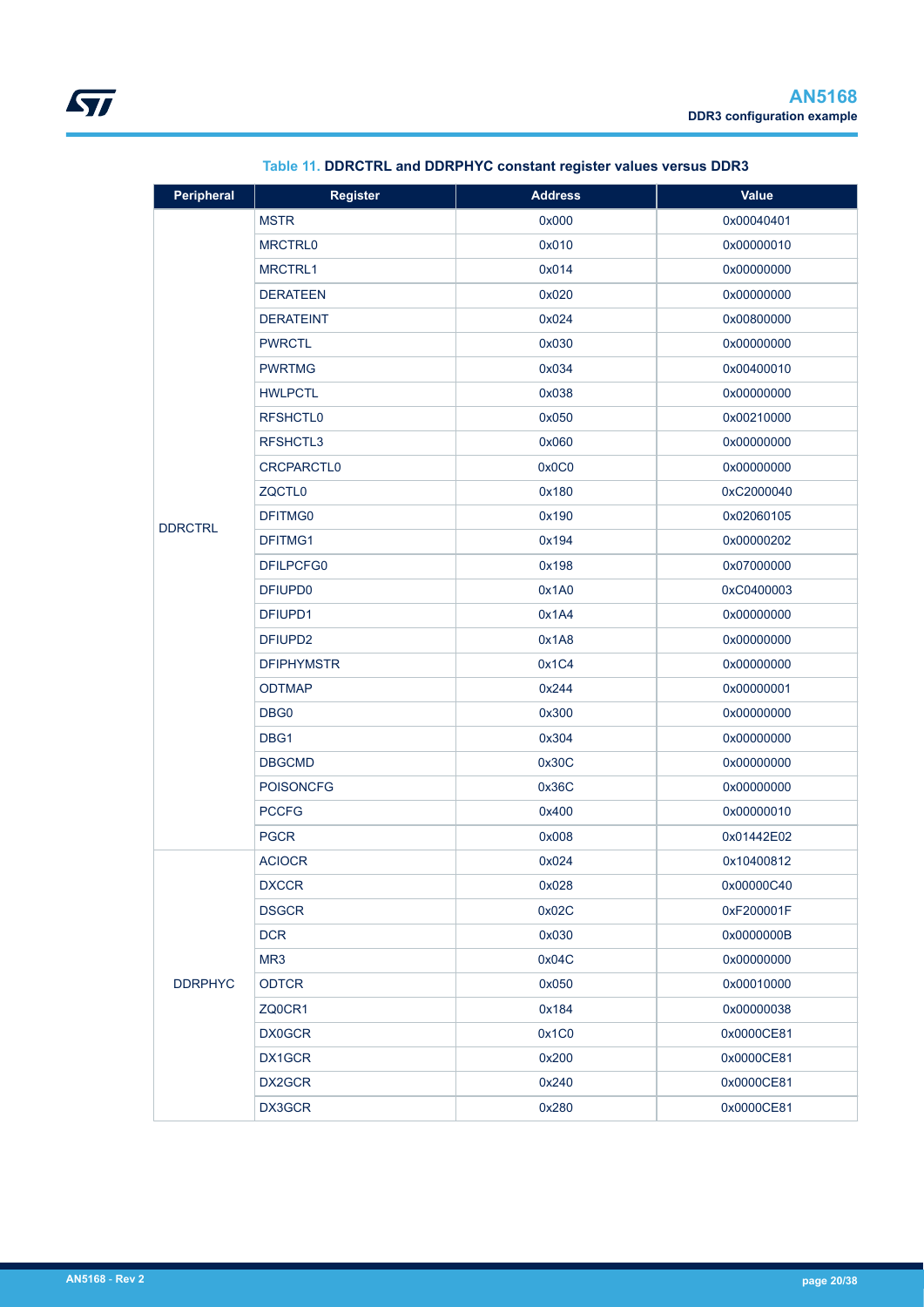**Table 11. DDRCTRL and DDRPHYC constant register values versus DDR3**

| Peripheral | Register | Address | Value |
|---|---|---|---|
| DDRCTRL | MSTR | 0x000 | 0x00040401 |
| | MRCTRL0 | 0x010 | 0x00000010 |
| | MRCTRL1 | 0x014 | 0x00000000 |
| | DERATEEN | 0x020 | 0x00000000 |
| | DERATEINT | 0x024 | 0x00800000 |
| | PWRCTL | 0x030 | 0x00000000 |
| | PWRTMG | 0x034 | 0x00400010 |
| | HWLPCTL | 0x038 | 0x00000000 |
| | RFSHCTL0 | 0x050 | 0x00210000 |
| | RFSHCTL3 | 0x060 | 0x00000000 |
| | CRCPARCTL0 | 0x0C0 | 0x00000000 |
| | ZQCTL0 | 0x180 | 0xC2000040 |
| | DFITMG0 | 0x190 | 0x02060105 |
| | DFITMG1 | 0x194 | 0x00000202 |
| | DFILPCFG0 | 0x198 | 0x07000000 |
| | DFIUPD0 | 0x1A0 | 0xC0400003 |
| | DFIUPD1 | 0x1A4 | 0x00000000 |
| | DFIUPD2 | 0x1A8 | 0x00000000 |
| | DFIPHYMSTR | 0x1C4 | 0x00000000 |
| | ODTMAP | 0x244 | 0x00000001 |
| | DBG0 | 0x300 | 0x00000000 |
| | DBG1 | 0x304 | 0x00000000 |
| | DBGCMD | 0x30C | 0x00000000 |
| | POISONCFG | 0x36C | 0x00000000 |
| | PCCFG | 0x400 | 0x00000010 |
| DDRPHYC | PGCR | 0x008 | 0x01442E02 |
| | ACIOCR | 0x024 | 0x10400812 |
| | DXCCR | 0x028 | 0x00000C40 |
| | DSGCR | 0x02C | 0xF200001F |
| | DCR | 0x030 | 0x0000000B |
| | MR3 | 0x04C | 0x00000000 |
| | ODTCR | 0x050 | 0x00010000 |
| | ZQ0CR1 | 0x184 | 0x00000038 |
| | DX0GCR | 0x1C0 | 0x0000CE81 |
| | DX1GCR | 0x200 | 0x0000CE81 |
| | DX2GCR | 0x240 | 0x0000CE81 |
| | DX3GCR | 0x280 | 0x0000CE81 |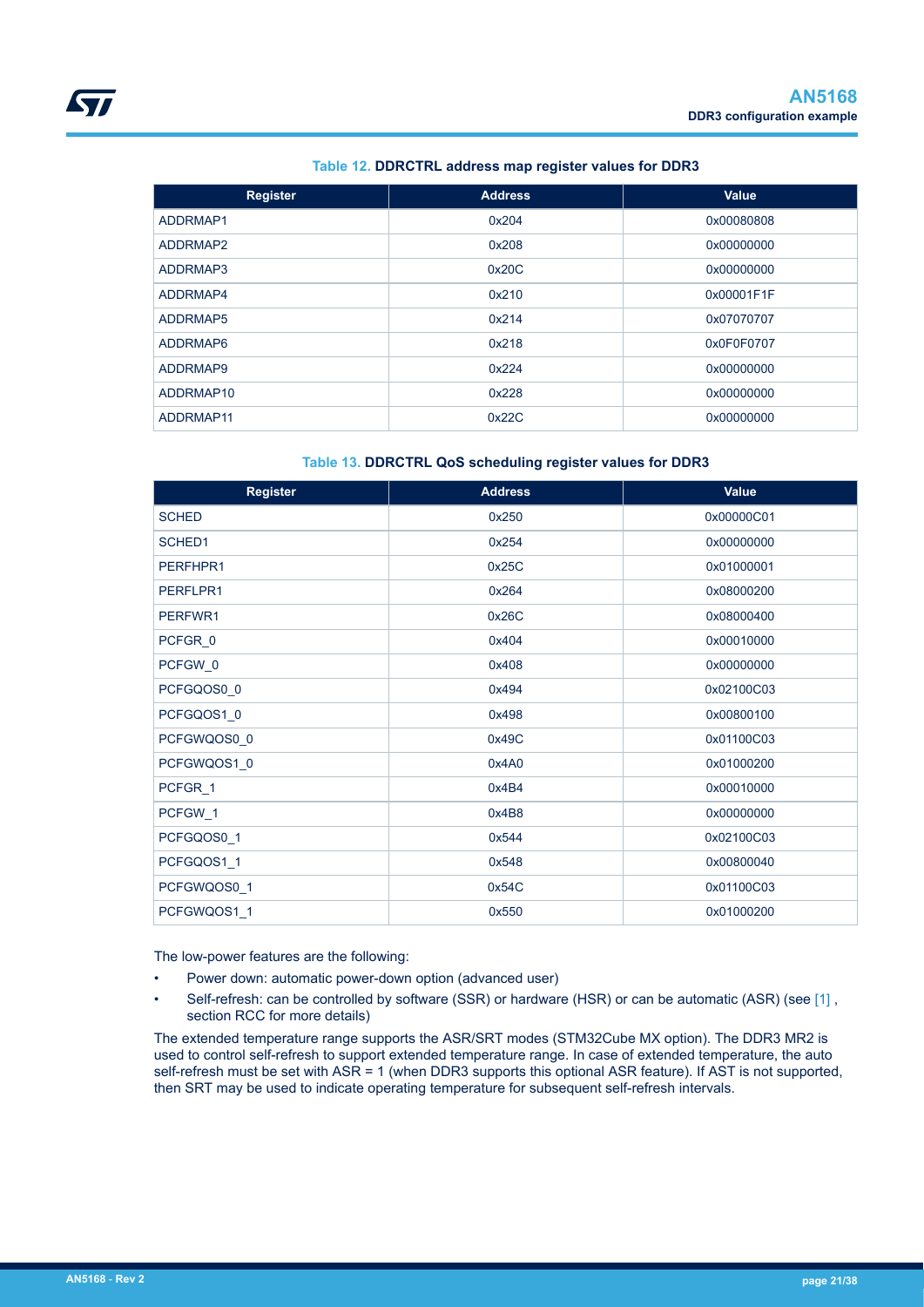Table 12. **DDRCTRL address map register values for DDR3**

| Register | Address | Value |
|---|---|---|
| ADDRMAP1 | 0x204 | 0x00080808 |
| ADDRMAP2 | 0x208 | 0x00000000 |
| ADDRMAP3 | 0x20C | 0x00000000 |
| ADDRMAP4 | 0x210 | 0x00001F1F |
| ADDRMAP5 | 0x214 | 0x07070707 |
| ADDRMAP6 | 0x218 | 0x0F0F0707 |
| ADDRMAP9 | 0x224 | 0x00000000 |
| ADDRMAP10 | 0x228 | 0x00000000 |
| ADDRMAP11 | 0x22C | 0x00000000 |

Table 13. **DDRCTRL QoS scheduling register values for DDR3**

| Register | Address | Value |
|---|---|---|
| SCHED | 0x250 | 0x00000C01 |
| SCHED1 | 0x254 | 0x00000000 |
| PERFHPR1 | 0x25C | 0x01000001 |
| PERFLPR1 | 0x264 | 0x08000200 |
| PERFWR1 | 0x26C | 0x08000400 |
| PCFGR_0 | 0x404 | 0x00010000 |
| PCFGW_0 | 0x408 | 0x00000000 |
| PCFGQOS0_0 | 0x494 | 0x02100C03 |
| PCFGQOS1_0 | 0x498 | 0x00800100 |
| PCFGWQOS0_0 | 0x49C | 0x01100C03 |
| PCFGWQOS1_0 | 0x4A0 | 0x01000200 |
| PCFGR_1 | 0x4B4 | 0x00010000 |
| PCFGW_1 | 0x4B8 | 0x00000000 |
| PCFGQOS0_1 | 0x544 | 0x02100C03 |
| PCFGQOS1_1 | 0x548 | 0x00800040 |
| PCFGWQOS0_1 | 0x54C | 0x01100C03 |
| PCFGWQOS1_1 | 0x550 | 0x01000200 |

The low-power features are the following:

- Power down: automatic power-down option (advanced user)
- Self-refresh: can be controlled by software (SSR) or hardware (HSR) or can be automatic (ASR) (see [1] , section RCC for more details)

The extended temperature range supports the ASR/SRT modes (STM32Cube MX option). The DDR3 MR2 is used to control self-refresh to support extended temperature range. In case of extended temperature, the auto self-refresh must be set with ASR = 1 (when DDR3 supports this optional ASR feature). If AST is not supported, then SRT may be used to indicate operating temperature for subsequent self-refresh intervals.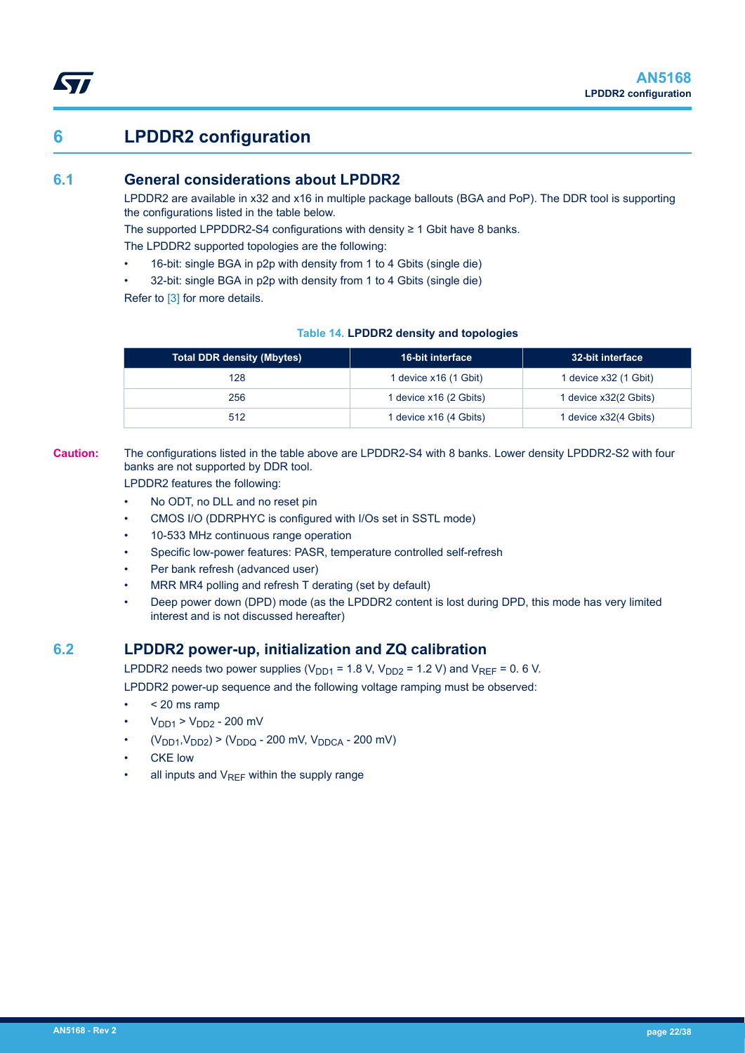# 6 LPDDR2 configuration

## 6.1 General considerations about LPDDR2

LPDDR2 are available in x32 and x16 in multiple package ballouts (BGA and PoP). The DDR tool is supporting the configurations listed in the table below.

The supported LPPDDR2-S4 configurations with density ≥ 1 Gbit have 8 banks.

The LPDDR2 supported topologies are the following:

- 16-bit: single BGA in p2p with density from 1 to 4 Gbits (single die)
- 32-bit: single BGA in p2p with density from 1 to 4 Gbits (single die)

Refer to [3] for more details.

**Table 14. LPDDR2 density and topologies**

| Total DDR density (Mbytes) | 16-bit interface | 32-bit interface |
|---|---|---|
| 128 | 1 device x16 (1 Gbit) | 1 device x32 (1 Gbit) |
| 256 | 1 device x16 (2 Gbits) | 1 device x32(2 Gbits) |
| 512 | 1 device x16 (4 Gbits) | 1 device x32(4 Gbits) |

**Caution:** The configurations listed in the table above are LPDDR2-S4 with 8 banks. Lower density LPDDR2-S2 with four banks are not supported by DDR tool.

LPDDR2 features the following:

- No ODT, no DLL and no reset pin
- CMOS I/O (DDRPHYC is configured with I/Os set in SSTL mode)
- 10-533 MHz continuous range operation
- Specific low-power features: PASR, temperature controlled self-refresh
- Per bank refresh (advanced user)
- MRR MR4 polling and refresh T derating (set by default)
- Deep power down (DPD) mode (as the LPDDR2 content is lost during DPD, this mode has very limited interest and is not discussed hereafter)

## 6.2 LPDDR2 power-up, initialization and ZQ calibration

LPDDR2 needs two power supplies ($V_{DD1}$ = 1.8 V, $V_{DD2}$ = 1.2 V) and $V_{REF}$ = 0. 6 V.

LPDDR2 power-up sequence and the following voltage ramping must be observed:

- < 20 ms ramp
- $V_{DD1} > V_{DD2}$ - 200 mV
- ($V_{DD1}$,$V_{DD2}$) > ($V_{DDQ}$ - 200 mV, $V_{DDCA}$ - 200 mV)
- CKE low
- all inputs and $V_{REF}$ within the supply range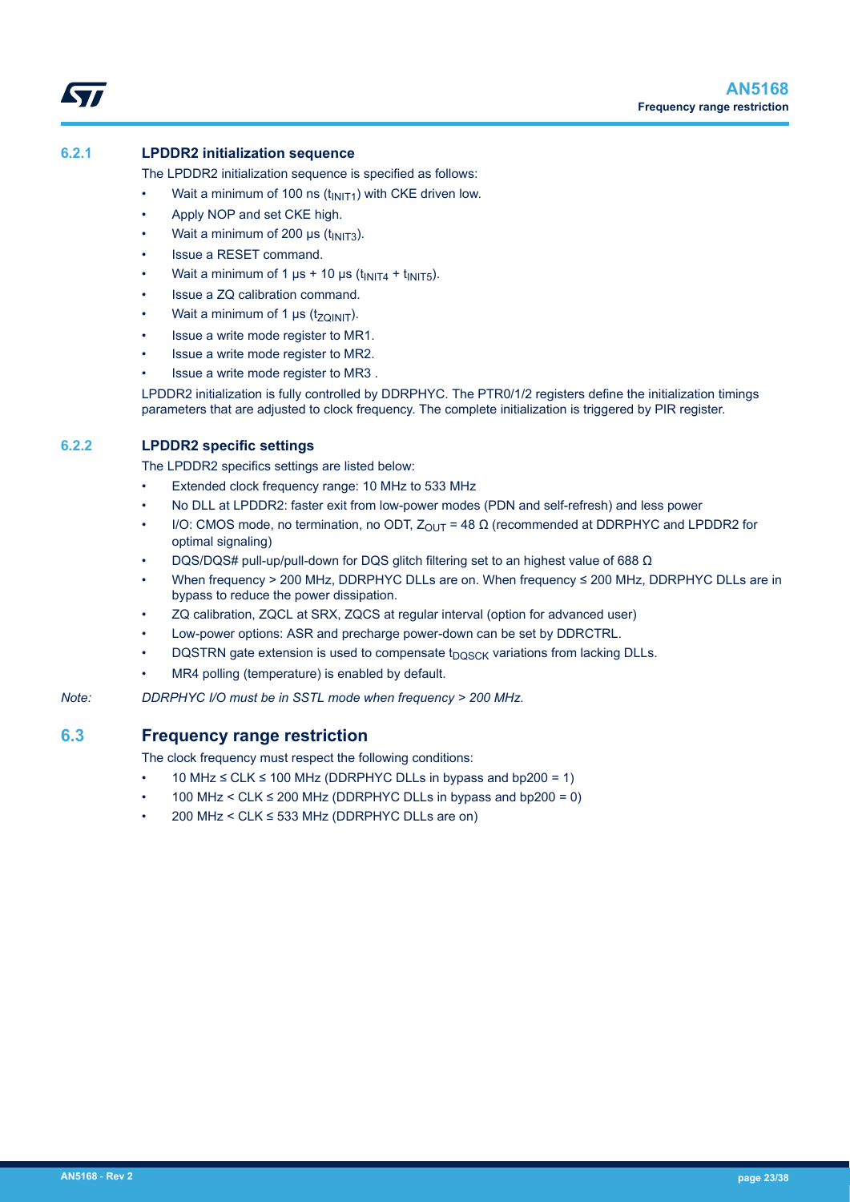### 6.2.1 LPDDR2 initialization sequence

The LPDDR2 initialization sequence is specified as follows:

- Wait a minimum of 100 ns ($t_{INIT1}$) with CKE driven low.
- Apply NOP and set CKE high.
- Wait a minimum of 200 µs ($t_{INIT3}$).
- Issue a RESET command.
- Wait a minimum of 1 µs + 10 µs ($t_{INIT4}$ + $t_{INIT5}$).
- Issue a ZQ calibration command.
- Wait a minimum of 1 µs ($t_{ZQINIT}$).
- Issue a write mode register to MR1.
- Issue a write mode register to MR2.
- Issue a write mode register to MR3 .

LPDDR2 initialization is fully controlled by DDRPHYC. The PTR0/1/2 registers define the initialization timings parameters that are adjusted to clock frequency. The complete initialization is triggered by PIR register.

### 6.2.2 LPDDR2 specific settings

The LPDDR2 specifics settings are listed below:

- Extended clock frequency range: 10 MHz to 533 MHz
- No DLL at LPDDR2: faster exit from low-power modes (PDN and self-refresh) and less power
- I/O: CMOS mode, no termination, no ODT, $Z_{OUT}$ = 48 Ω (recommended at DDRPHYC and LPDDR2 for optimal signaling)
- DQS/DQS# pull-up/pull-down for DQS glitch filtering set to an highest value of 688 Ω
- When frequency > 200 MHz, DDRPHYC DLLs are on. When frequency ≤ 200 MHz, DDRPHYC DLLs are in bypass to reduce the power dissipation.
- ZQ calibration, ZQCL at SRX, ZQCS at regular interval (option for advanced user)
- Low-power options: ASR and precharge power-down can be set by DDRCTRL.
- DQSTRN gate extension is used to compensate $t_{DQSCK}$ variations from lacking DLLs.
- MR4 polling (temperature) is enabled by default.

*Note: DDRPHYC I/O must be in SSTL mode when frequency > 200 MHz.*

## 6.3 Frequency range restriction

The clock frequency must respect the following conditions:

- 10 MHz ≤ CLK ≤ 100 MHz (DDRPHYC DLLs in bypass and bp200 = 1)
- 100 MHz < CLK ≤ 200 MHz (DDRPHYC DLLs in bypass and bp200 = 0)
- 200 MHz < CLK ≤ 533 MHz (DDRPHYC DLLs are on)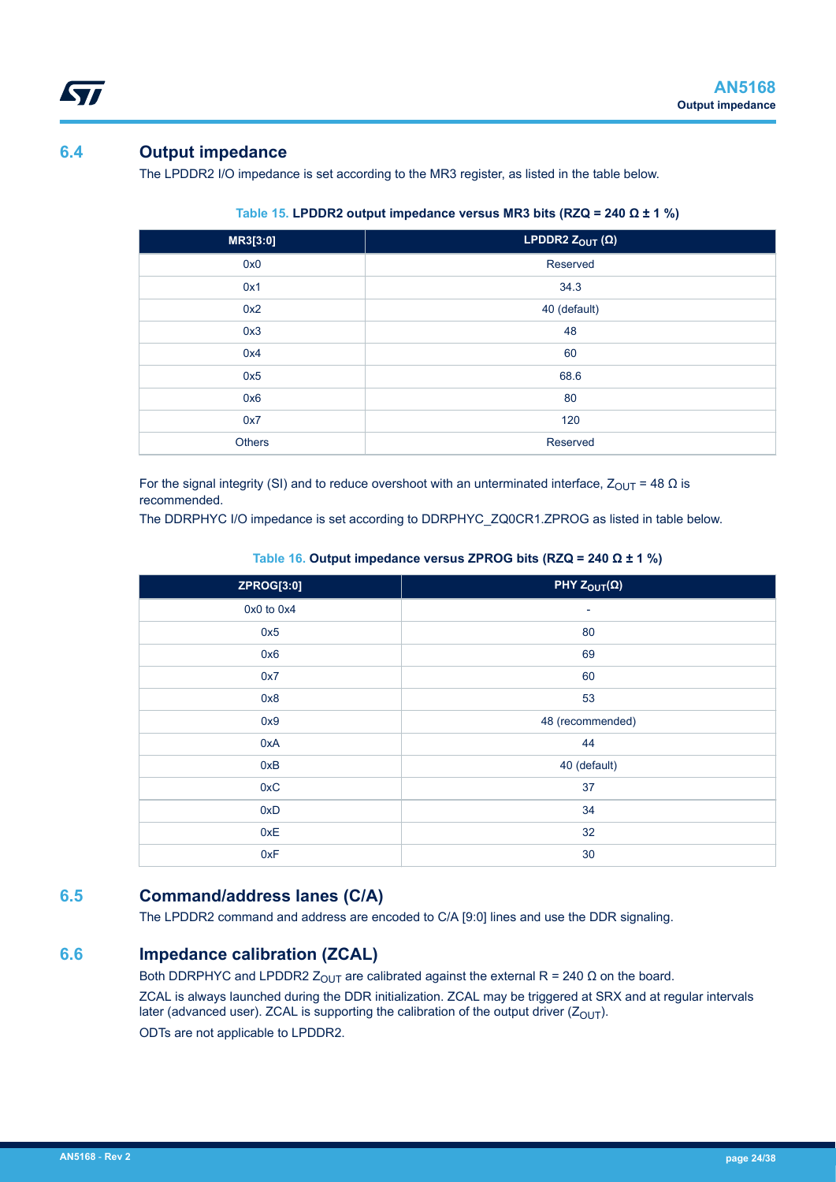## 6.4 Output impedance

The LPDDR2 I/O impedance is set according to the MR3 register, as listed in the table below.

**Table 15. LPDDR2 output impedance versus MR3 bits (RZQ = 240 Ω ± 1 %)**

| MR3[3:0] | LPDDR2 $Z_{OUT}$ (Ω) |
|---|---|
| 0x0 | Reserved |
| 0x1 | 34.3 |
| 0x2 | 40 (default) |
| 0x3 | 48 |
| 0x4 | 60 |
| 0x5 | 68.6 |
| 0x6 | 80 |
| 0x7 | 120 |
| Others | Reserved |

For the signal integrity (SI) and to reduce overshoot with an unterminated interface, $Z_{OUT}$ = 48 Ω is recommended.

The DDRPHYC I/O impedance is set according to DDRPHYC_ZQ0CR1.ZPROG as listed in table below.

**Table 16. Output impedance versus ZPROG bits (RZQ = 240 Ω ± 1 %)**

| ZPROG[3:0] | PHY $Z_{OUT}$(Ω) |
|---|---|
| 0x0 to 0x4 | - |
| 0x5 | 80 |
| 0x6 | 69 |
| 0x7 | 60 |
| 0x8 | 53 |
| 0x9 | 48 (recommended) |
| 0xA | 44 |
| 0xB | 40 (default) |
| 0xC | 37 |
| 0xD | 34 |
| 0xE | 32 |
| 0xF | 30 |

## 6.5 Command/address lanes (C/A)

The LPDDR2 command and address are encoded to C/A [9:0] lines and use the DDR signaling.

## 6.6 Impedance calibration (ZCAL)

Both DDRPHYC and LPDDR2 $Z_{OUT}$ are calibrated against the external R = 240 Ω on the board.

ZCAL is always launched during the DDR initialization. ZCAL may be triggered at SRX and at regular intervals later (advanced user). ZCAL is supporting the calibration of the output driver ($Z_{OUT}$).

ODTs are not applicable to LPDDR2.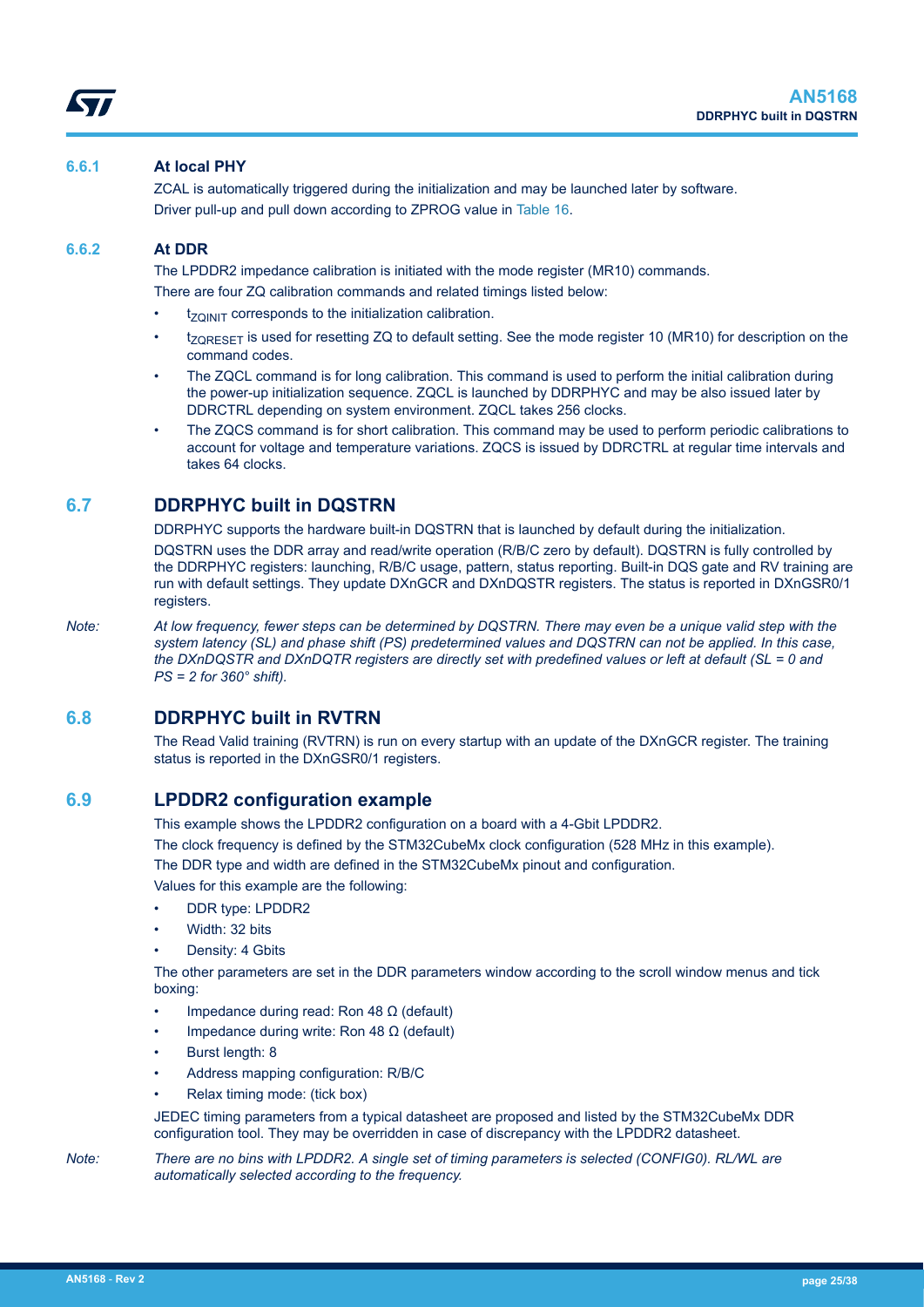### 6.6.1 At local PHY

ZCAL is automatically triggered during the initialization and may be launched later by software.

Driver pull-up and pull down according to ZPROG value in Table 16.

### 6.6.2 At DDR

The LPDDR2 impedance calibration is initiated with the mode register (MR10) commands.

There are four ZQ calibration commands and related timings listed below:

- $t_{ZQINIT}$ corresponds to the initialization calibration.
- $t_{ZQRESET}$ is used for resetting ZQ to default setting. See the mode register 10 (MR10) for description on the command codes.
- The ZQCL command is for long calibration. This command is used to perform the initial calibration during the power-up initialization sequence. ZQCL is launched by DDRPHYC and may be also issued later by DDRCTRL depending on system environment. ZQCL takes 256 clocks.
- The ZQCS command is for short calibration. This command may be used to perform periodic calibrations to account for voltage and temperature variations. ZQCS is issued by DDRCTRL at regular time intervals and takes 64 clocks.

## 6.7 DDRPHYC built in DQSTRN

DDRPHYC supports the hardware built-in DQSTRN that is launched by default during the initialization.

DQSTRN uses the DDR array and read/write operation (R/B/C zero by default). DQSTRN is fully controlled by the DDRPHYC registers: launching, R/B/C usage, pattern, status reporting. Built-in DQS gate and RV training are run with default settings. They update DXnGCR and DXnDQSTR registers. The status is reported in DXnGSR0/1 registers.

*Note: At low frequency, fewer steps can be determined by DQSTRN. There may even be a unique valid step with the system latency (SL) and phase shift (PS) predetermined values and DQSTRN can not be applied. In this case, the DXnDQSTR and DXnDQTR registers are directly set with predefined values or left at default (SL = 0 and PS = 2 for 360° shift).*

## 6.8 DDRPHYC built in RVTRN

The Read Valid training (RVTRN) is run on every startup with an update of the DXnGCR register. The training status is reported in the DXnGSR0/1 registers.

## 6.9 LPDDR2 configuration example

This example shows the LPDDR2 configuration on a board with a 4-Gbit LPDDR2.

The clock frequency is defined by the STM32CubeMx clock configuration (528 MHz in this example).

The DDR type and width are defined in the STM32CubeMx pinout and configuration.

Values for this example are the following:

- DDR type: LPDDR2
- Width: 32 bits
- Density: 4 Gbits

The other parameters are set in the DDR parameters window according to the scroll window menus and tick boxing:

- Impedance during read: Ron 48 Ω (default)
- Impedance during write: Ron 48 Ω (default)
- Burst length: 8
- Address mapping configuration: R/B/C
- Relax timing mode: (tick box)

JEDEC timing parameters from a typical datasheet are proposed and listed by the STM32CubeMx DDR configuration tool. They may be overridden in case of discrepancy with the LPDDR2 datasheet.

*Note: There are no bins with LPDDR2. A single set of timing parameters is selected (CONFIG0). RL/WL are automatically selected according to the frequency.*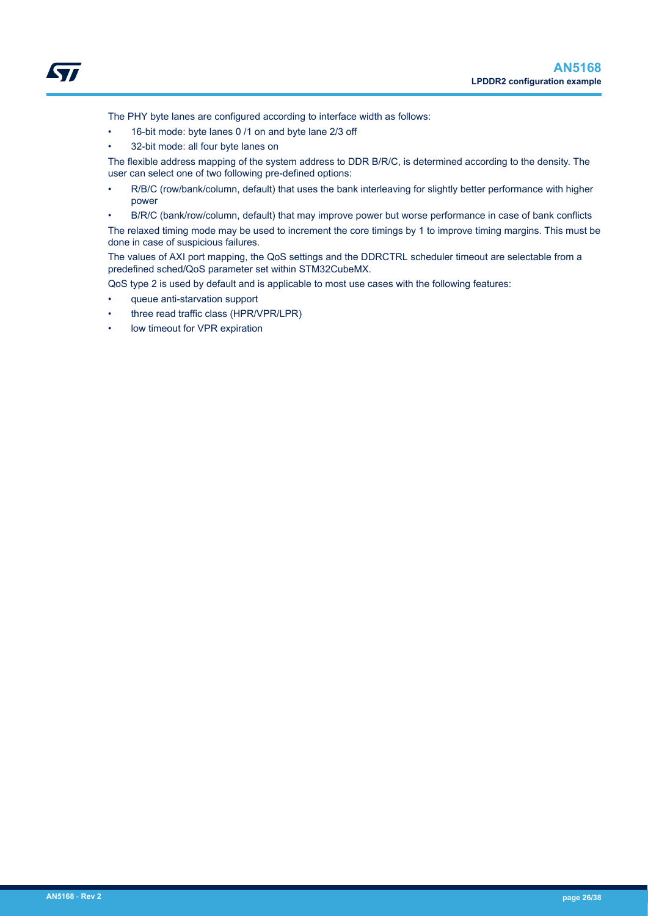The PHY byte lanes are configured according to interface width as follows:

- 16-bit mode: byte lanes 0 /1 on and byte lane 2/3 off
- 32-bit mode: all four byte lanes on

The flexible address mapping of the system address to DDR B/R/C, is determined according to the density. The user can select one of two following pre-defined options:

- R/B/C (row/bank/column, default) that uses the bank interleaving for slightly better performance with higher power
- B/R/C (bank/row/column, default) that may improve power but worse performance in case of bank conflicts

The relaxed timing mode may be used to increment the core timings by 1 to improve timing margins. This must be done in case of suspicious failures.

The values of AXI port mapping, the QoS settings and the DDRCTRL scheduler timeout are selectable from a predefined sched/QoS parameter set within STM32CubeMX.

QoS type 2 is used by default and is applicable to most use cases with the following features:

- queue anti-starvation support
- three read traffic class (HPR/VPR/LPR)
- low timeout for VPR expiration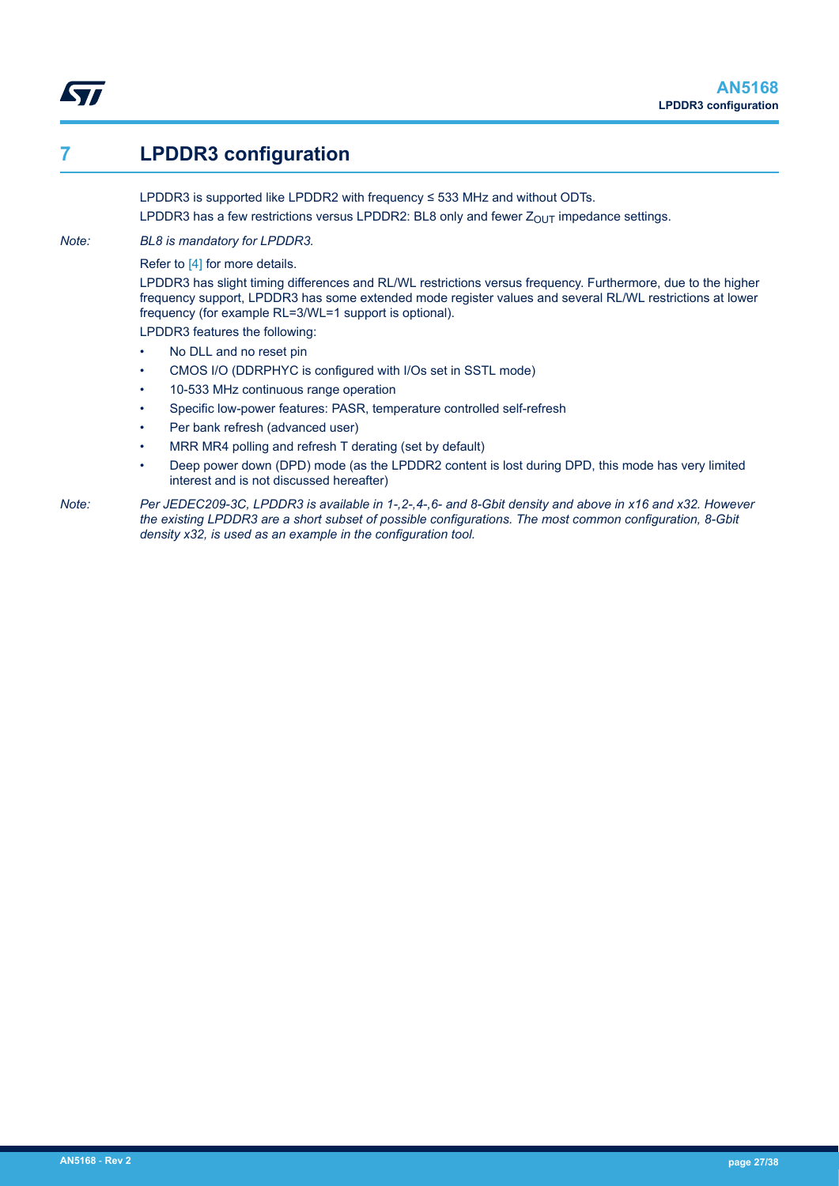# 7 LPDDR3 configuration

LPDDR3 is supported like LPDDR2 with frequency ≤ 533 MHz and without ODTs.

LPDDR3 has a few restrictions versus LPDDR2: BL8 only and fewer $Z_{OUT}$ impedance settings.

*Note: BL8 is mandatory for LPDDR3.*

Refer to [4] for more details.

LPDDR3 has slight timing differences and RL/WL restrictions versus frequency. Furthermore, due to the higher frequency support, LPDDR3 has some extended mode register values and several RL/WL restrictions at lower frequency (for example RL=3/WL=1 support is optional).

LPDDR3 features the following:

- No DLL and no reset pin
- CMOS I/O (DDRPHYC is configured with I/Os set in SSTL mode)
- 10-533 MHz continuous range operation
- Specific low-power features: PASR, temperature controlled self-refresh
- Per bank refresh (advanced user)
- MRR MR4 polling and refresh T derating (set by default)
- Deep power down (DPD) mode (as the LPDDR2 content is lost during DPD, this mode has very limited interest and is not discussed hereafter)

*Note: Per JEDEC209-3C, LPDDR3 is available in 1-,2-,4-,6- and 8-Gbit density and above in x16 and x32. However the existing LPDDR3 are a short subset of possible configurations. The most common configuration, 8-Gbit density x32, is used as an example in the configuration tool.*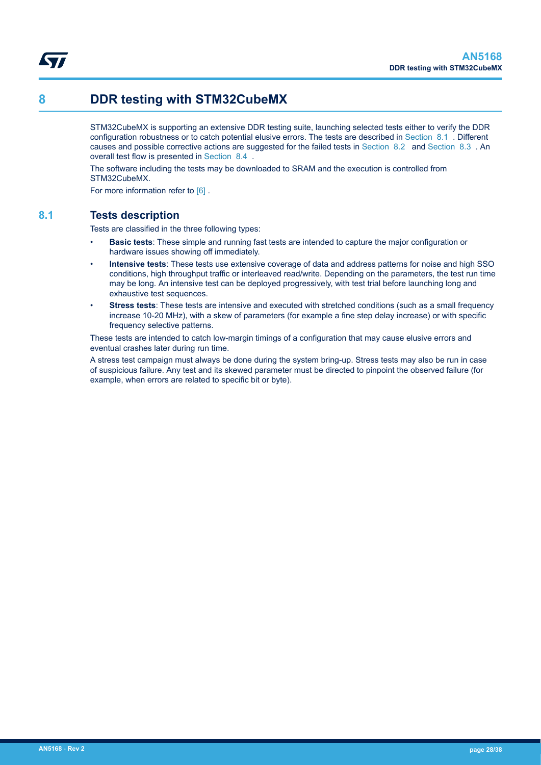# 8 DDR testing with STM32CubeMX

STM32CubeMX is supporting an extensive DDR testing suite, launching selected tests either to verify the DDR configuration robustness or to catch potential elusive errors. The tests are described in Section 8.1 . Different causes and possible corrective actions are suggested for the failed tests in Section 8.2 and Section 8.3 . An overall test flow is presented in Section 8.4 .

The software including the tests may be downloaded to SRAM and the execution is controlled from STM32CubeMX.

For more information refer to [6] .

## 8.1 Tests description

Tests are classified in the three following types:

- **Basic tests**: These simple and running fast tests are intended to capture the major configuration or hardware issues showing off immediately.
- **Intensive tests**: These tests use extensive coverage of data and address patterns for noise and high SSO conditions, high throughput traffic or interleaved read/write. Depending on the parameters, the test run time may be long. An intensive test can be deployed progressively, with test trial before launching long and exhaustive test sequences.
- **Stress tests**: These tests are intensive and executed with stretched conditions (such as a small frequency increase 10-20 MHz), with a skew of parameters (for example a fine step delay increase) or with specific frequency selective patterns.

These tests are intended to catch low-margin timings of a configuration that may cause elusive errors and eventual crashes later during run time.

A stress test campaign must always be done during the system bring-up. Stress tests may also be run in case of suspicious failure. Any test and its skewed parameter must be directed to pinpoint the observed failure (for example, when errors are related to specific bit or byte).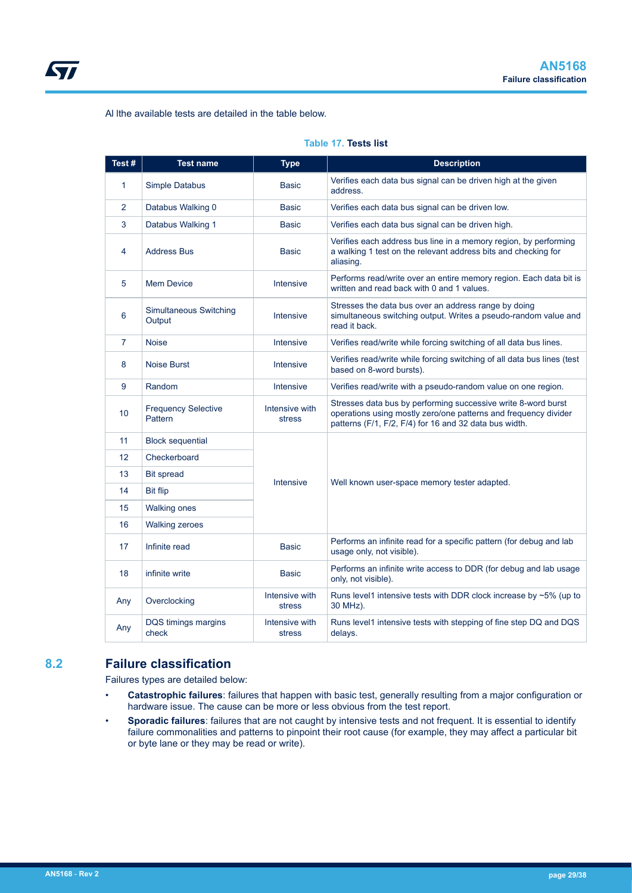Al lthe available tests are detailed in the table below.

**Table 17. Tests list**

| Test # | Test name | Type | Description |
|---|---|---|---|
| 1 | Simple Databus | Basic | Verifies each data bus signal can be driven high at the given address. |
| 2 | Databus Walking 0 | Basic | Verifies each data bus signal can be driven low. |
| 3 | Databus Walking 1 | Basic | Verifies each data bus signal can be driven high. |
| 4 | Address Bus | Basic | Verifies each address bus line in a memory region, by performing a walking 1 test on the relevant address bits and checking for aliasing. |
| 5 | Mem Device | Intensive | Performs read/write over an entire memory region. Each data bit is written and read back with 0 and 1 values. |
| 6 | Simultaneous Switching Output | Intensive | Stresses the data bus over an address range by doing simultaneous switching output. Writes a pseudo-random value and read it back. |
| 7 | Noise | Intensive | Verifies read/write while forcing switching of all data bus lines. |
| 8 | Noise Burst | Intensive | Verifies read/write while forcing switching of all data bus lines (test based on 8-word bursts). |
| 9 | Random | Intensive | Verifies read/write with a pseudo-random value on one region. |
| 10 | Frequency Selective Pattern | Intensive with stress | Stresses data bus by performing successive write 8-word burst operations using mostly zero/one patterns and frequency divider patterns (F/1, F/2, F/4) for 16 and 32 data bus width. |
| 11 | Block sequential | Intensive | Well known user-space memory tester adapted. |
| 12 | Checkerboard | | |
| 13 | Bit spread | | |
| 14 | Bit flip | | |
| 15 | Walking ones | | |
| 16 | Walking zeroes | | |
| 17 | Infinite read | Basic | Performs an infinite read for a specific pattern (for debug and lab usage only, not visible). |
| 18 | infinite write | Basic | Performs an infinite write access to DDR (for debug and lab usage only, not visible). |
| Any | Overclocking | Intensive with stress | Runs level1 intensive tests with DDR clock increase by ~5% (up to 30 MHz). |
| Any | DQS timings margins check | Intensive with stress | Runs level1 intensive tests with stepping of fine step DQ and DQS delays. |

## 8.2 Failure classification

Failures types are detailed below:

- **Catastrophic failures**: failures that happen with basic test, generally resulting from a major configuration or hardware issue. The cause can be more or less obvious from the test report.
- **Sporadic failures**: failures that are not caught by intensive tests and not frequent. It is essential to identify failure commonalities and patterns to pinpoint their root cause (for example, they may affect a particular bit or byte lane or they may be read or write).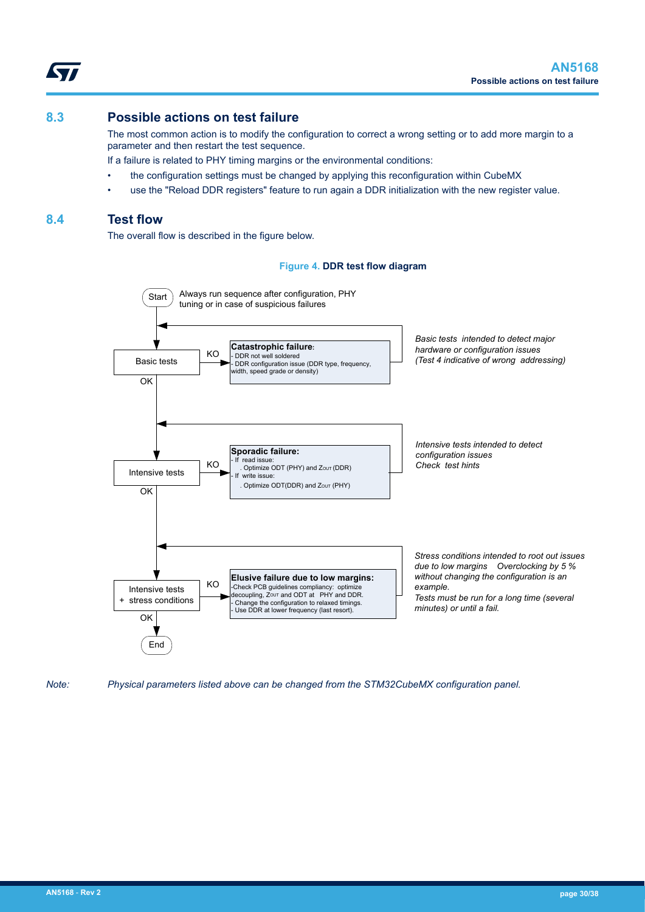## 8.3 Possible actions on test failure

The most common action is to modify the configuration to correct a wrong setting or to add more margin to a parameter and then restart the test sequence.

If a failure is related to PHY timing margins or the environmental conditions:

- the configuration settings must be changed by applying this reconfiguration within CubeMX
- use the "Reload DDR registers" feature to run again a DDR initialization with the new register value.

## 8.4 Test flow

The overall flow is described in the figure below.

**Figure 4. DDR test flow diagram**

Start — Always run sequence after configuration, PHY tuning or in case of suspicious failures

**Basic tests** → KO → **Catastrophic failure**:
- DDR not well soldered
- DDR configuration issue (DDR type, frequency, width, speed grade or density)

*Basic tests intended to detect major hardware or configuration issues (Test 4 indicative of wrong addressing)*

OK ↓

**Intensive tests** → KO → **Sporadic failure:**
- If read issue:
  . Optimize ODT (PHY) and $Z_{OUT}$ (DDR)
- If write issue:
  . Optimize ODT(DDR) and $Z_{OUT}$ (PHY)

*Intensive tests intended to detect configuration issues Check test hints*

OK ↓

**Intensive tests + stress conditions** → KO → **Elusive failure due to low margins:**
- Check PCB guidelines compliancy: optimize decoupling, $Z_{OUT}$ and ODT at PHY and DDR.
- Change the configuration to relaxed timings.
- Use DDR at lower frequency (last resort).

*Stress conditions intended to root out issues due to low margins Overclocking by 5 % without changing the configuration is an example. Tests must be run for a long time (several minutes) or until a fail.*

OK ↓

End

*Note: Physical parameters listed above can be changed from the STM32CubeMX configuration panel.*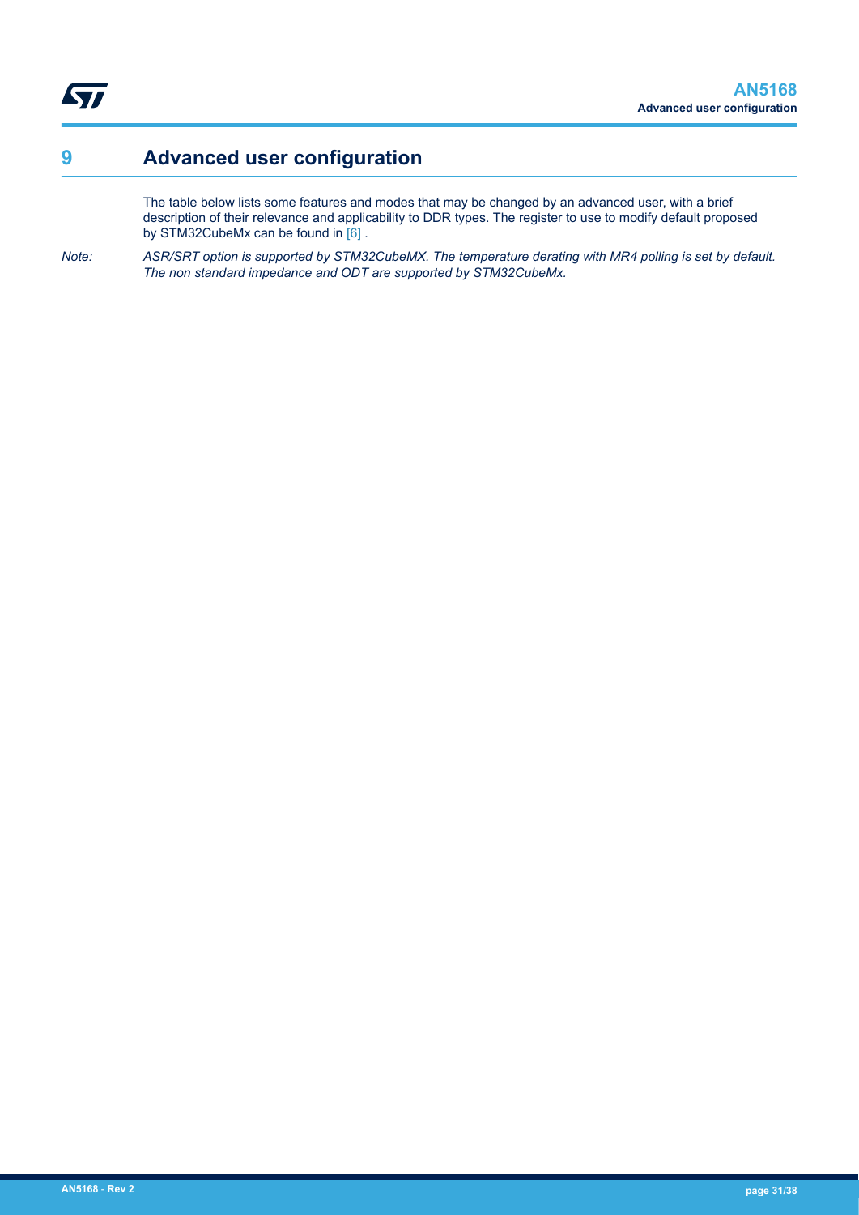# 9 Advanced user configuration

The table below lists some features and modes that may be changed by an advanced user, with a brief description of their relevance and applicability to DDR types. The register to use to modify default proposed by STM32CubeMx can be found in [6] .

*Note: ASR/SRT option is supported by STM32CubeMX. The temperature derating with MR4 polling is set by default. The non standard impedance and ODT are supported by STM32CubeMx.*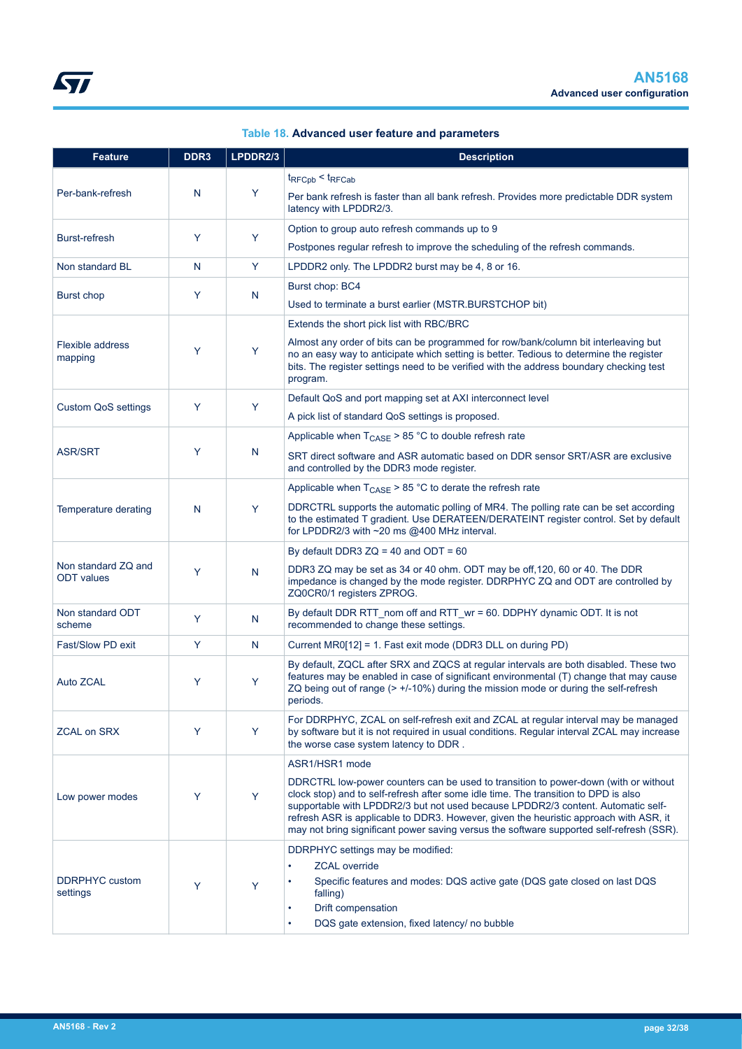**Table 18. Advanced user feature and parameters**

| Feature | DDR3 | LPDDR2/3 | Description |
|---|---|---|---|
| Per-bank-refresh | N | Y | $t_{RFCpb} < t_{RFCab}$<br>Per bank refresh is faster than all bank refresh. Provides more predictable DDR system latency with LPDDR2/3. |
| Burst-refresh | Y | Y | Option to group auto refresh commands up to 9<br>Postpones regular refresh to improve the scheduling of the refresh commands. |
| Non standard BL | N | Y | LPDDR2 only. The LPDDR2 burst may be 4, 8 or 16. |
| Burst chop | Y | N | Burst chop: BC4<br>Used to terminate a burst earlier (MSTR.BURSTCHOP bit) |
| Flexible address mapping | Y | Y | Extends the short pick list with RBC/BRC<br>Almost any order of bits can be programmed for row/bank/column bit interleaving but no an easy way to anticipate which setting is better. Tedious to determine the register bits. The register settings need to be verified with the address boundary checking test program. |
| Custom QoS settings | Y | Y | Default QoS and port mapping set at AXI interconnect level<br>A pick list of standard QoS settings is proposed. |
| ASR/SRT | Y | N | Applicable when $T_{CASE}$ > 85 °C to double refresh rate<br>SRT direct software and ASR automatic based on DDR sensor SRT/ASR are exclusive and controlled by the DDR3 mode register. |
| Temperature derating | N | Y | Applicable when $T_{CASE}$ > 85 °C to derate the refresh rate<br>DDRCTRL supports the automatic polling of MR4. The polling rate can be set according to the estimated T gradient. Use DERATEEN/DERATEINT register control. Set by default for LPDDR2/3 with ~20 ms @400 MHz interval. |
| Non standard ZQ and ODT values | Y | N | By default DDR3 ZQ = 40 and ODT = 60<br>DDR3 ZQ may be set as 34 or 40 ohm. ODT may be off,120, 60 or 40. The DDR impedance is changed by the mode register. DDRPHYC ZQ and ODT are controlled by ZQ0CR0/1 registers ZPROG. |
| Non standard ODT scheme | Y | N | By default DDR RTT_nom off and RTT_wr = 60. DDPHY dynamic ODT. It is not recommended to change these settings. |
| Fast/Slow PD exit | Y | N | Current MR0[12] = 1. Fast exit mode (DDR3 DLL on during PD) |
| Auto ZCAL | Y | Y | By default, ZQCL after SRX and ZQCS at regular intervals are both disabled. These two features may be enabled in case of significant environmental (T) change that may cause ZQ being out of range (> +/-10%) during the mission mode or during the self-refresh periods. |
| ZCAL on SRX | Y | Y | For DDRPHYC, ZCAL on self-refresh exit and ZCAL at regular interval may be managed by software but it is not required in usual conditions. Regular interval ZCAL may increase the worse case system latency to DDR . |
| Low power modes | Y | Y | ASR1/HSR1 mode<br>DDRCTRL low-power counters can be used to transition to power-down (with or without clock stop) and to self-refresh after some idle time. The transition to DPD is also supportable with LPDDR2/3 but not used because LPDDR2/3 content. Automatic self-refresh ASR is applicable to DDR3. However, given the heuristic approach with ASR, it may not bring significant power saving versus the software supported self-refresh (SSR). |
| DDRPHYC custom settings | Y | Y | DDRPHYC settings may be modified:<br>• ZCAL override<br>• Specific features and modes: DQS active gate (DQS gate closed on last DQS falling)<br>• Drift compensation<br>• DQS gate extension, fixed latency/ no bubble |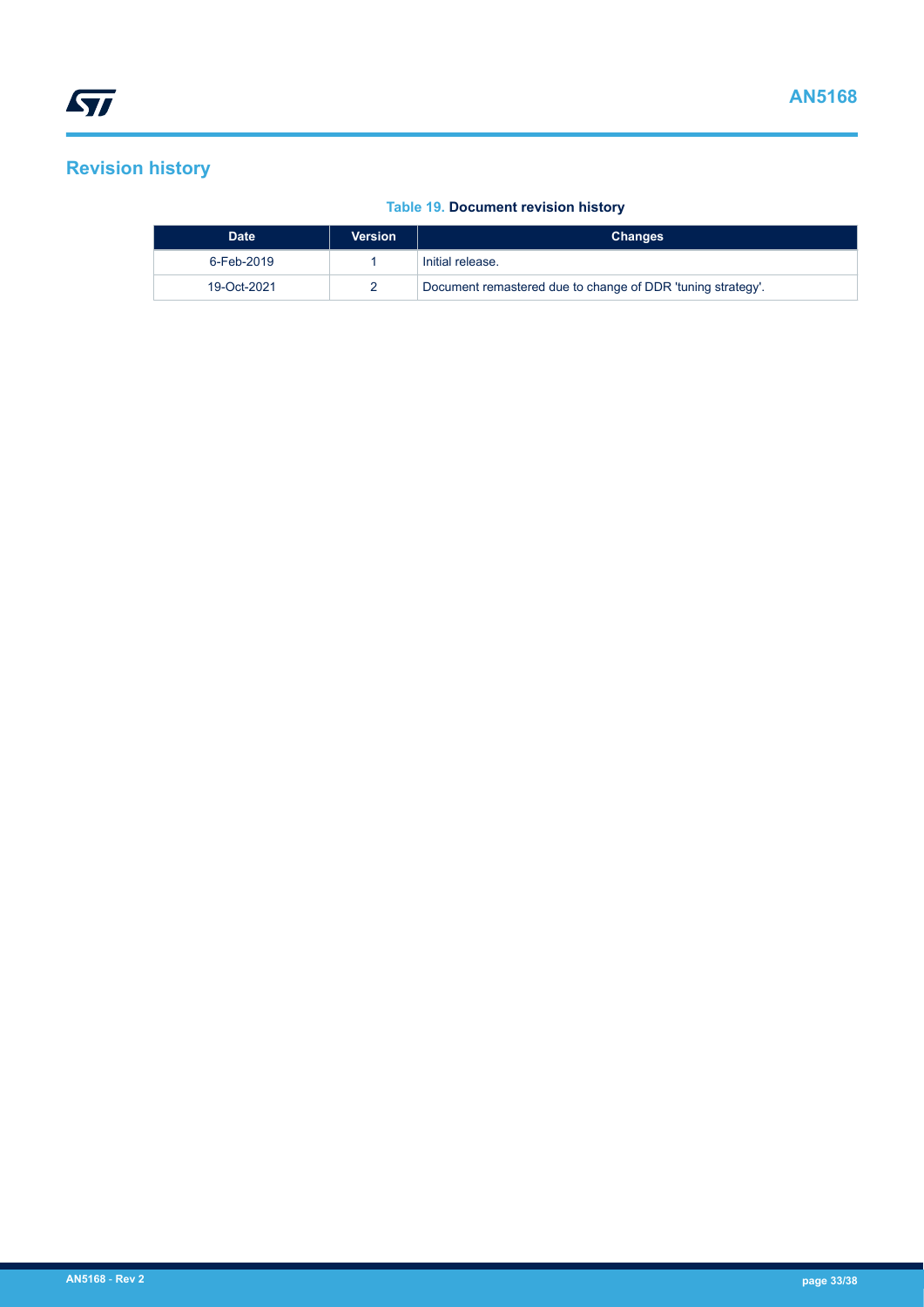# Revision history

**Table 19. Document revision history**

| Date | Version | Changes |
|---|---|---|
| 6-Feb-2019 | 1 | Initial release. |
| 19-Oct-2021 | 2 | Document remastered due to change of DDR 'tuning strategy'. |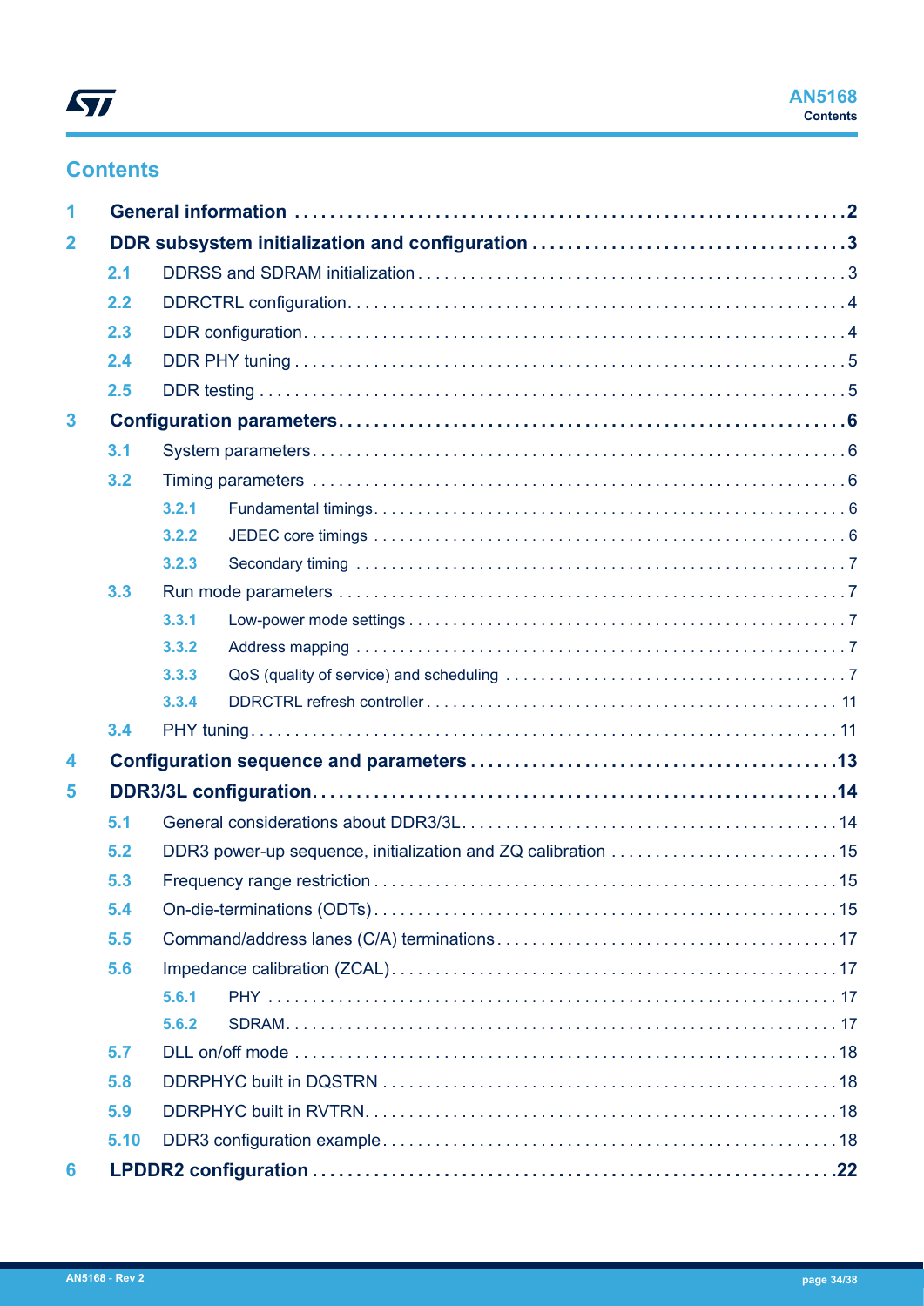## Contents

| | | |
|---|---|---|
| **1** | **General information** | **2** |
| **2** | **DDR subsystem initialization and configuration** | **3** |
| 2.1 | DDRSS and SDRAM initialization | 3 |
| 2.2 | DDRCTRL configuration | 4 |
| 2.3 | DDR configuration | 4 |
| 2.4 | DDR PHY tuning | 5 |
| 2.5 | DDR testing | 5 |
| **3** | **Configuration parameters** | **6** |
| 3.1 | System parameters | 6 |
| 3.2 | Timing parameters | 6 |
| 3.2.1 | Fundamental timings | 6 |
| 3.2.2 | JEDEC core timings | 6 |
| 3.2.3 | Secondary timing | 7 |
| 3.3 | Run mode parameters | 7 |
| 3.3.1 | Low-power mode settings | 7 |
| 3.3.2 | Address mapping | 7 |
| 3.3.3 | QoS (quality of service) and scheduling | 7 |
| 3.3.4 | DDRCTRL refresh controller | 11 |
| 3.4 | PHY tuning | 11 |
| **4** | **Configuration sequence and parameters** | **13** |
| **5** | **DDR3/3L configuration** | **14** |
| 5.1 | General considerations about DDR3/3L | 14 |
| 5.2 | DDR3 power-up sequence, initialization and ZQ calibration | 15 |
| 5.3 | Frequency range restriction | 15 |
| 5.4 | On-die-terminations (ODTs) | 15 |
| 5.5 | Command/address lanes (C/A) terminations | 17 |
| 5.6 | Impedance calibration (ZCAL) | 17 |
| 5.6.1 | PHY | 17 |
| 5.6.2 | SDRAM | 17 |
| 5.7 | DLL on/off mode | 18 |
| 5.8 | DDRPHYC built in DQSTRN | 18 |
| 5.9 | DDRPHYC built in RVTRN | 18 |
| 5.10 | DDR3 configuration example | 18 |
| **6** | **LPDDR2 configuration** | **22** |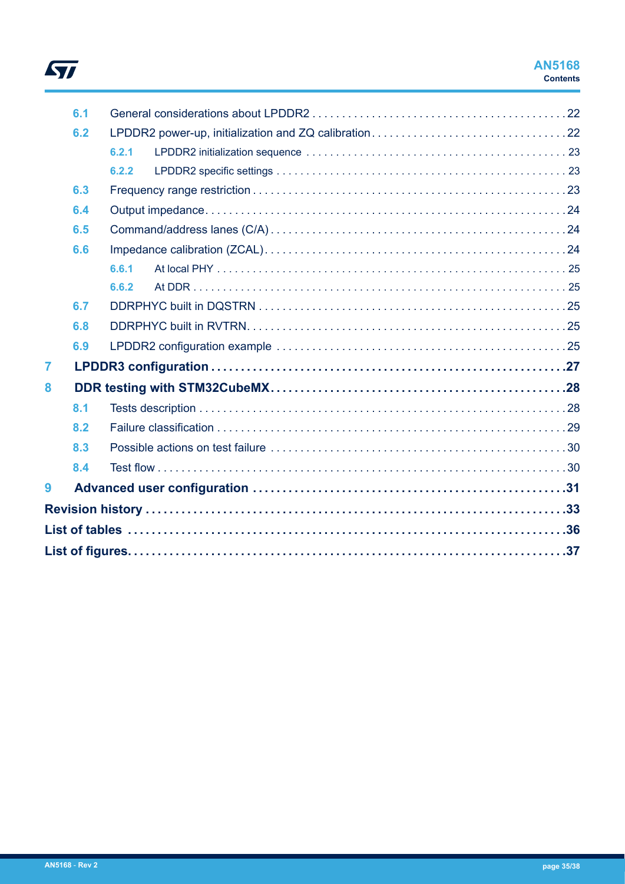- 6.1 General considerations about LPDDR2 . . . . . . . . . . . . . . . . . . . . . . . . . . . . . . . . . . . . . . . . . 22
- 6.2 LPDDR2 power-up, initialization and ZQ calibration . . . . . . . . . . . . . . . . . . . . . . . . . . . . . . . . 22
  - 6.2.1 LPDDR2 initialization sequence . . . . . . . . . . . . . . . . . . . . . . . . . . . . . . . . . . . . . . . . . . . 23
  - 6.2.2 LPDDR2 specific settings . . . . . . . . . . . . . . . . . . . . . . . . . . . . . . . . . . . . . . . . . . . . . . . . 23
- 6.3 Frequency range restriction . . . . . . . . . . . . . . . . . . . . . . . . . . . . . . . . . . . . . . . . . . . . . . . . . . . 23
- 6.4 Output impedance . . . . . . . . . . . . . . . . . . . . . . . . . . . . . . . . . . . . . . . . . . . . . . . . . . . . . . . . . . 24
- 6.5 Command/address lanes (C/A) . . . . . . . . . . . . . . . . . . . . . . . . . . . . . . . . . . . . . . . . . . . . . . . . 24
- 6.6 Impedance calibration (ZCAL) . . . . . . . . . . . . . . . . . . . . . . . . . . . . . . . . . . . . . . . . . . . . . . . . . 24
  - 6.6.1 At local PHY . . . . . . . . . . . . . . . . . . . . . . . . . . . . . . . . . . . . . . . . . . . . . . . . . . . . . . . . . . . 25
  - 6.6.2 At DDR . . . . . . . . . . . . . . . . . . . . . . . . . . . . . . . . . . . . . . . . . . . . . . . . . . . . . . . . . . . . . . . 25
- 6.7 DDRPHYC built in DQSTRN . . . . . . . . . . . . . . . . . . . . . . . . . . . . . . . . . . . . . . . . . . . . . . . . . . 25
- 6.8 DDRPHYC built in RVTRN . . . . . . . . . . . . . . . . . . . . . . . . . . . . . . . . . . . . . . . . . . . . . . . . . . . . 25
- 6.9 LPDDR2 configuration example . . . . . . . . . . . . . . . . . . . . . . . . . . . . . . . . . . . . . . . . . . . . . . . . 25

**7 LPDDR3 configuration . . . . . . . . . . . . . . . . . . . . . . . . . . . . . . . . . . . . . . . . . . . . . . . . . . . . . . . 27**

**8 DDR testing with STM32CubeMX . . . . . . . . . . . . . . . . . . . . . . . . . . . . . . . . . . . . . . . . . . . . . . 28**

- 8.1 Tests description . . . . . . . . . . . . . . . . . . . . . . . . . . . . . . . . . . . . . . . . . . . . . . . . . . . . . . . . . . . 28
- 8.2 Failure classification . . . . . . . . . . . . . . . . . . . . . . . . . . . . . . . . . . . . . . . . . . . . . . . . . . . . . . . . . 29
- 8.3 Possible actions on test failure . . . . . . . . . . . . . . . . . . . . . . . . . . . . . . . . . . . . . . . . . . . . . . . . . 30
- 8.4 Test flow . . . . . . . . . . . . . . . . . . . . . . . . . . . . . . . . . . . . . . . . . . . . . . . . . . . . . . . . . . . . . . . . . . 30

**9 Advanced user configuration . . . . . . . . . . . . . . . . . . . . . . . . . . . . . . . . . . . . . . . . . . . . . . . . . . 31**

**Revision history . . . . . . . . . . . . . . . . . . . . . . . . . . . . . . . . . . . . . . . . . . . . . . . . . . . . . . . . . . . . . 33**

**List of tables . . . . . . . . . . . . . . . . . . . . . . . . . . . . . . . . . . . . . . . . . . . . . . . . . . . . . . . . . . . . . . . . 36**

**List of figures . . . . . . . . . . . . . . . . . . . . . . . . . . . . . . . . . . . . . . . . . . . . . . . . . . . . . . . . . . . . . . . . 37**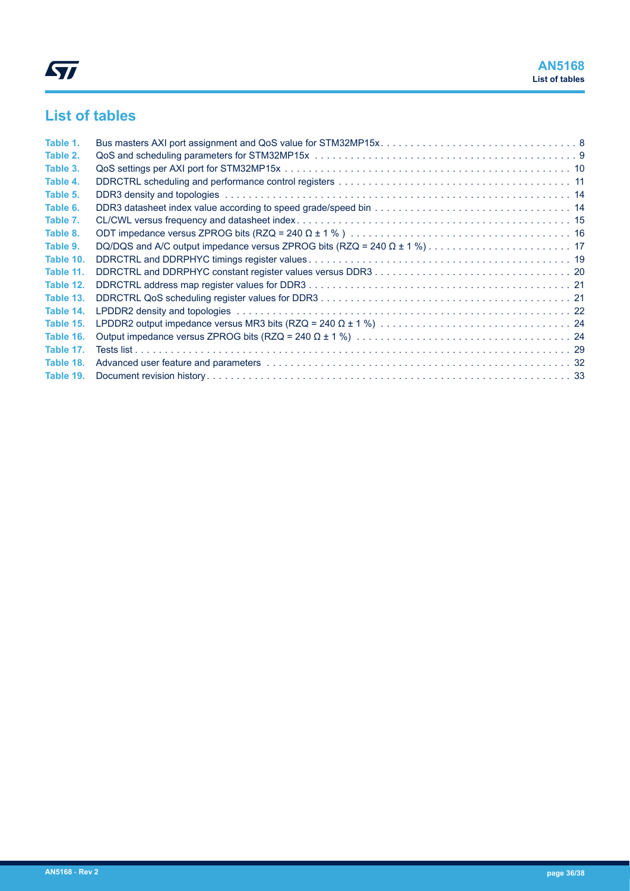# List of tables

| | | |
|---|---|---|
| Table 1. | Bus masters AXI port assignment and QoS value for STM32MP15x | 8 |
| Table 2. | QoS and scheduling parameters for STM32MP15x | 9 |
| Table 3. | QoS settings per AXI port for STM32MP15x | 10 |
| Table 4. | DDRCTRL scheduling and performance control registers | 11 |
| Table 5. | DDR3 density and topologies | 14 |
| Table 6. | DDR3 datasheet index value according to speed grade/speed bin | 14 |
| Table 7. | CL/CWL versus frequency and datasheet index | 15 |
| Table 8. | ODT impedance versus ZPROG bits (RZQ = 240 Ω ± 1 % ) | 16 |
| Table 9. | DQ/DQS and A/C output impedance versus ZPROG bits (RZQ = 240 Ω ± 1 %) | 17 |
| Table 10. | DDRCTRL and DDRPHYC timings register values | 19 |
| Table 11. | DDRCTRL and DDRPHYC constant register values versus DDR3 | 20 |
| Table 12. | DDRCTRL address map register values for DDR3 | 21 |
| Table 13. | DDRCTRL QoS scheduling register values for DDR3 | 21 |
| Table 14. | LPDDR2 density and topologies | 22 |
| Table 15. | LPDDR2 output impedance versus MR3 bits (RZQ = 240 Ω ± 1 %) | 24 |
| Table 16. | Output impedance versus ZPROG bits (RZQ = 240 Ω ± 1 %) | 24 |
| Table 17. | Tests list | 29 |
| Table 18. | Advanced user feature and parameters | 32 |
| Table 19. | Document revision history | 33 |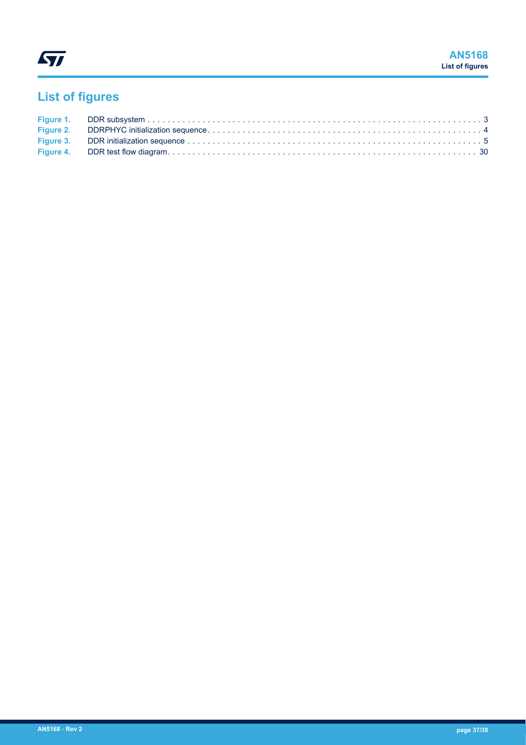# List of figures

| | | |
|---|---|---|
| **Figure 1.** | DDR subsystem | 3 |
| **Figure 2.** | DDRPHYC initialization sequence | 4 |
| **Figure 3.** | DDR initialization sequence | 5 |
| **Figure 4.** | DDR test flow diagram | 30 |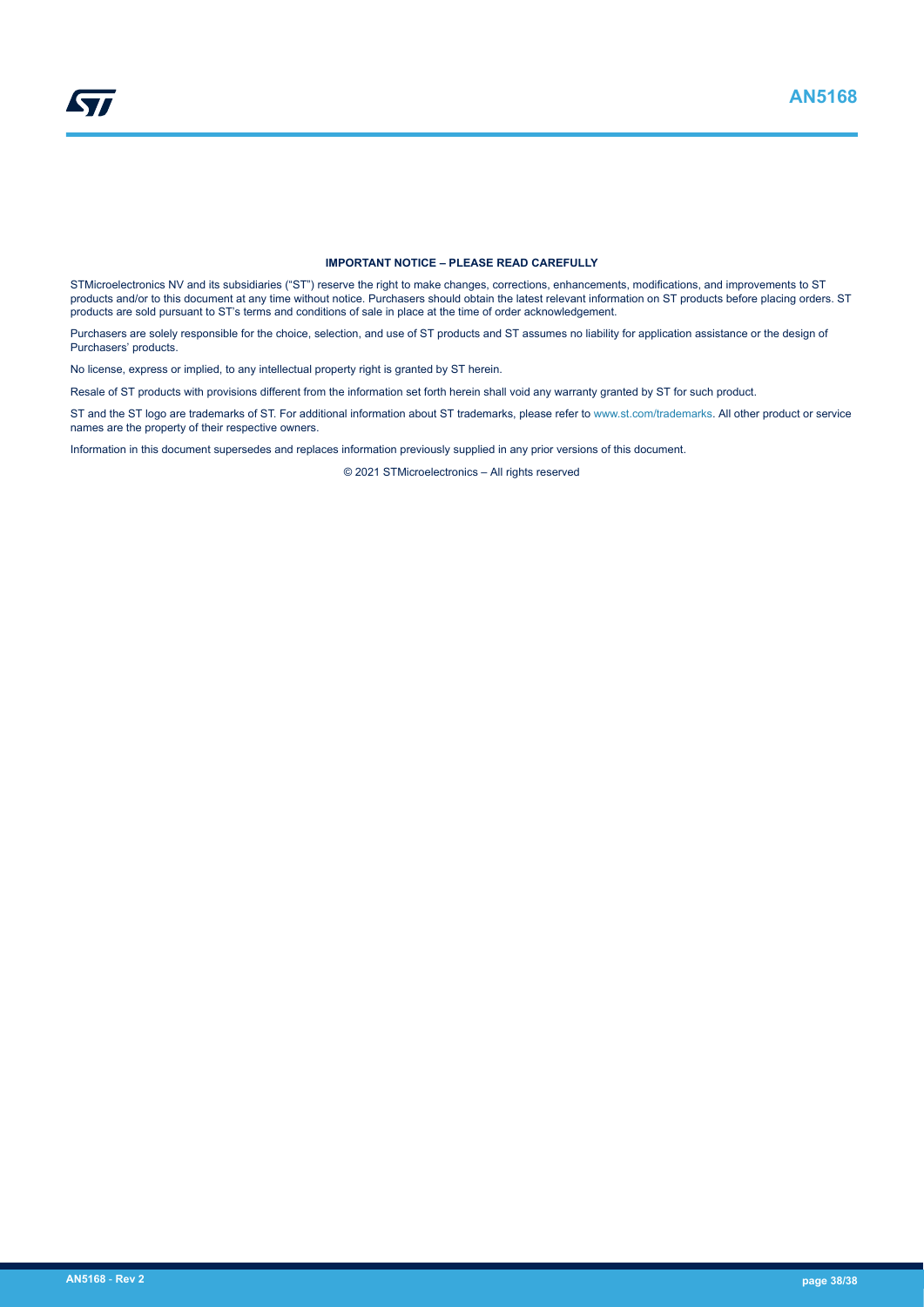**IMPORTANT NOTICE – PLEASE READ CAREFULLY**

STMicroelectronics NV and its subsidiaries ("ST") reserve the right to make changes, corrections, enhancements, modifications, and improvements to ST products and/or to this document at any time without notice. Purchasers should obtain the latest relevant information on ST products before placing orders. ST products are sold pursuant to ST's terms and conditions of sale in place at the time of order acknowledgement.

Purchasers are solely responsible for the choice, selection, and use of ST products and ST assumes no liability for application assistance or the design of Purchasers' products.

No license, express or implied, to any intellectual property right is granted by ST herein.

Resale of ST products with provisions different from the information set forth herein shall void any warranty granted by ST for such product.

ST and the ST logo are trademarks of ST. For additional information about ST trademarks, please refer to www.st.com/trademarks. All other product or service names are the property of their respective owners.

Information in this document supersedes and replaces information previously supplied in any prior versions of this document.

© 2021 STMicroelectronics – All rights reserved